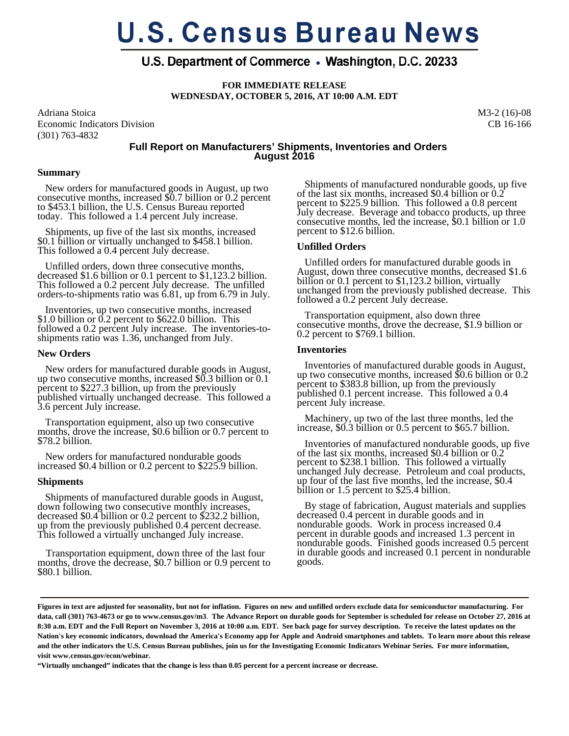# U.S. Census Bureau News

## U.S. Department of Commerce • Washington, D.C. 20233

**FOR IMMEDIATE RELEASE**
**WEDNESDAY, OCTOBER 5, 2016, AT 10:00 A.M. EDT**

Adriana Stoica
Economic Indicators Division
(301) 763-4832

M3-2 (16)-08
CB 16-166

### Full Report on Manufacturers' Shipments, Inventories and Orders August 2016

**Summary**

New orders for manufactured goods in August, up two consecutive months, increased $0.7 billion or 0.2 percent to $453.1 billion, the U.S. Census Bureau reported today. This followed a 1.4 percent July increase.

Shipments, up five of the last six months, increased $0.1 billion or virtually unchanged to $458.1 billion. This followed a 0.4 percent July decrease.

Unfilled orders, down three consecutive months, decreased $1.6 billion or 0.1 percent to $1,123.2 billion. This followed a 0.2 percent July decrease. The unfilled orders-to-shipments ratio was 6.81, up from 6.79 in July.

Inventories, up two consecutive months, increased $1.0 billion or 0.2 percent to $622.0 billion. This followed a 0.2 percent July increase. The inventories-to-shipments ratio was 1.36, unchanged from July.

**New Orders**

New orders for manufactured durable goods in August, up two consecutive months, increased $0.3 billion or 0.1 percent to $227.3 billion, up from the previously published virtually unchanged decrease. This followed a 3.6 percent July increase.

Transportation equipment, also up two consecutive months, drove the increase, $0.6 billion or 0.7 percent to $78.2 billion.

New orders for manufactured nondurable goods increased $0.4 billion or 0.2 percent to $225.9 billion.

**Shipments**

Shipments of manufactured durable goods in August, down following two consecutive monthly increases, decreased $0.4 billion or 0.2 percent to $232.2 billion, up from the previously published 0.4 percent decrease. This followed a virtually unchanged July increase.

Transportation equipment, down three of the last four months, drove the decrease, $0.7 billion or 0.9 percent to $80.1 billion.

Shipments of manufactured nondurable goods, up five of the last six months, increased $0.4 billion or 0.2 percent to $225.9 billion. This followed a 0.8 percent July decrease. Beverage and tobacco products, up three consecutive months, led the increase, $0.1 billion or 1.0 percent to $12.6 billion.

**Unfilled Orders**

Unfilled orders for manufactured durable goods in August, down three consecutive months, decreased $1.6 billion or 0.1 percent to $1,123.2 billion, virtually unchanged from the previously published decrease. This followed a 0.2 percent July decrease.

Transportation equipment, also down three consecutive months, drove the decrease, $1.9 billion or 0.2 percent to $769.1 billion.

**Inventories**

Inventories of manufactured durable goods in August, up two consecutive months, increased $0.6 billion or 0.2 percent to $383.8 billion, up from the previously published 0.1 percent increase. This followed a 0.4 percent July increase.

Machinery, up two of the last three months, led the increase, $0.3 billion or 0.5 percent to $65.7 billion.

Inventories of manufactured nondurable goods, up five of the last six months, increased $0.4 billion or 0.2 percent to $238.1 billion. This followed a virtually unchanged July decrease. Petroleum and coal products, up four of the last five months, led the increase, $0.4 billion or 1.5 percent to $25.4 billion.

By stage of fabrication, August materials and supplies decreased 0.4 percent in durable goods and in nondurable goods. Work in process increased 0.4 percent in durable goods and increased 1.3 percent in nondurable goods. Finished goods increased 0.5 percent in durable goods and increased 0.1 percent in nondurable goods.

---

**Figures in text are adjusted for seasonality, but not for inflation. Figures on new and unfilled orders exclude data for semiconductor manufacturing. For data, call (301) 763-4673 or go to www.census.gov/m3. The Advance Report on durable goods for September is scheduled for release on October 27, 2016 at 8:30 a.m. EDT and the Full Report on November 3, 2016 at 10:00 a.m. EDT. See back page for survey description. To receive the latest updates on the Nation's key economic indicators, download the America's Economy app for Apple and Android smartphones and tablets. To learn more about this release and the other indicators the U.S. Census Bureau publishes, join us for the Investigating Economic Indicators Webinar Series. For more information, visit www.census.gov/econ/webinar.**

**"Virtually unchanged" indicates that the change is less than 0.05 percent for a percent increase or decrease.**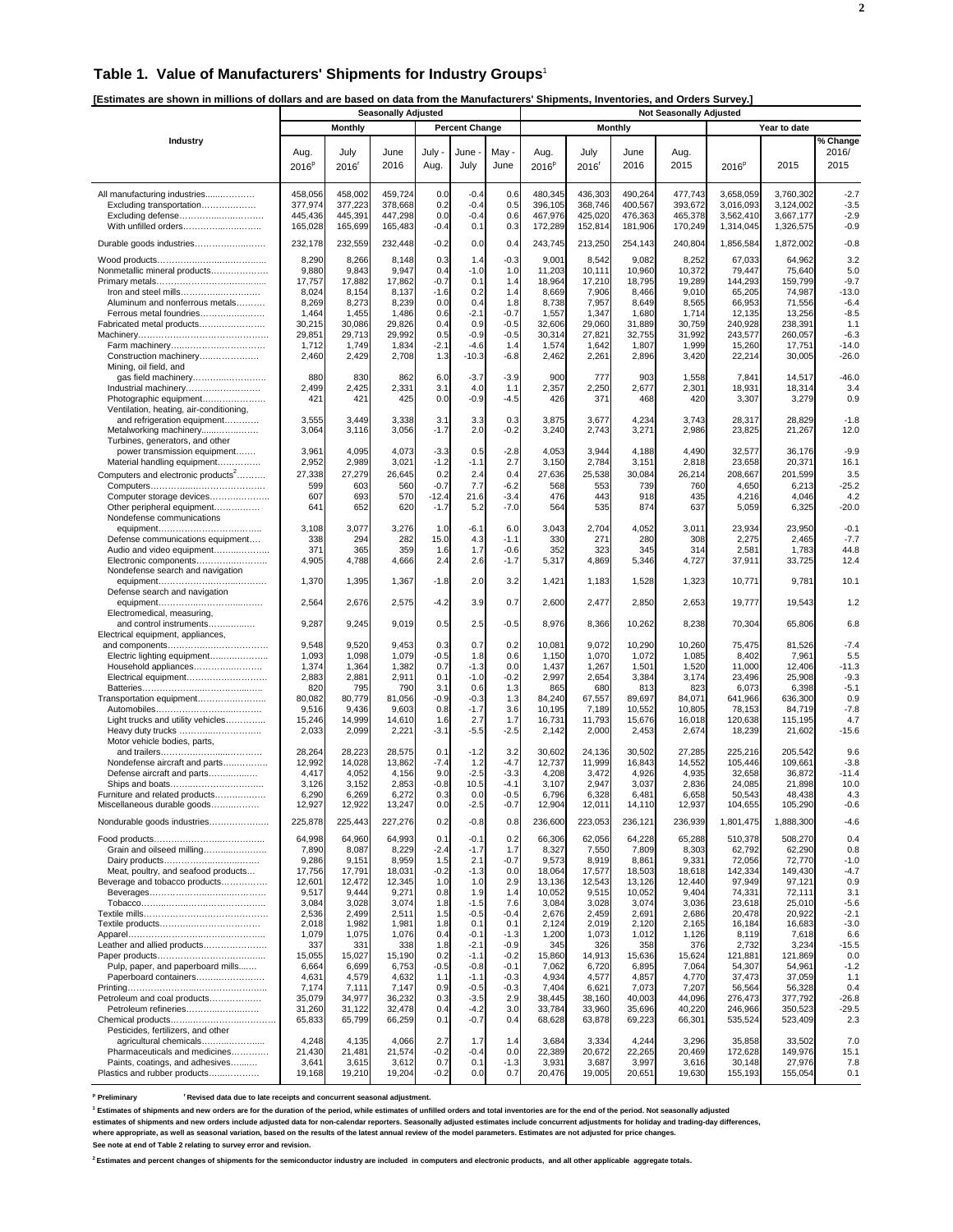## Table 1. Value of Manufacturers' Shipments for Industry Groups[1]

**[Estimates are shown in millions of dollars and are based on data from the Manufacturers' Shipments, Inventories, and Orders Survey.]**

| Industry | Seasonally Adjusted | | | | | | Not Seasonally Adjusted | | | | | | |
|---|---|---|---|---|---|---|---|---|---|---|---|---|---|
| | Monthly | | | Percent Change | | | Monthly | | | | Year to date | | |
| | Aug. 2016[p] | July 2016[r] | June 2016 | July - Aug. | June - July | May - June | Aug. 2016[p] | July 2016[r] | June 2016 | Aug. 2015 | 2016[p] | 2015 | % Change 2016/ 2015 |
| All manufacturing industries | 458,056 | 458,002 | 459,724 | 0.0 | -0.4 | 0.6 | 480,345 | 436,303 | 490,264 | 477,743 | 3,658,059 | 3,760,302 | -2.7 |
| Excluding transportation | 377,974 | 377,223 | 378,668 | 0.2 | -0.4 | 0.5 | 396,105 | 368,746 | 400,567 | 393,672 | 3,016,093 | 3,124,002 | -3.5 |
| Excluding defense | 445,436 | 445,391 | 447,298 | 0.0 | -0.4 | 0.6 | 467,976 | 425,020 | 476,363 | 465,378 | 3,562,410 | 3,667,177 | -2.9 |
| With unfilled orders | 165,028 | 165,699 | 165,483 | -0.4 | 0.1 | 0.3 | 172,289 | 152,814 | 181,906 | 170,249 | 1,314,045 | 1,326,575 | -0.9 |
| Durable goods industries | 232,178 | 232,559 | 232,448 | -0.2 | 0.0 | 0.4 | 243,745 | 213,250 | 254,143 | 240,804 | 1,856,584 | 1,872,002 | -0.8 |
| Wood products | 8,290 | 8,266 | 8,148 | 0.3 | 1.4 | -0.3 | 9,001 | 8,542 | 9,082 | 8,252 | 67,033 | 64,962 | 3.2 |
| Nonmetallic mineral products | 9,880 | 9,843 | 9,947 | 0.4 | -1.0 | 1.0 | 11,203 | 10,111 | 10,960 | 10,372 | 79,447 | 75,640 | 5.0 |
| Primary metals | 17,757 | 17,882 | 17,862 | -0.7 | 0.1 | 1.4 | 18,964 | 17,210 | 18,795 | 19,289 | 144,293 | 159,799 | -9.7 |
| Iron and steel mills | 8,024 | 8,154 | 8,137 | -1.6 | 0.2 | 1.4 | 8,669 | 7,906 | 8,466 | 9,010 | 65,205 | 74,987 | -13.0 |
| Aluminum and nonferrous metals | 8,269 | 8,273 | 8,239 | 0.0 | 0.4 | 1.8 | 8,738 | 7,957 | 8,649 | 8,565 | 66,953 | 71,556 | -6.4 |
| Ferrous metal foundries | 1,464 | 1,455 | 1,486 | 0.6 | -2.1 | -0.7 | 1,557 | 1,347 | 1,680 | 1,714 | 12,135 | 13,256 | -8.5 |
| Fabricated metal products | 30,215 | 30,086 | 29,826 | 0.4 | 0.9 | -0.5 | 32,606 | 29,060 | 31,889 | 30,759 | 240,928 | 238,391 | 1.1 |
| Machinery | 29,851 | 29,713 | 29,992 | 0.5 | -0.9 | -0.5 | 30,314 | 27,821 | 32,755 | 31,992 | 243,577 | 260,057 | -6.3 |
| Farm machinery | 1,712 | 1,749 | 1,834 | -2.1 | -4.6 | 1.4 | 1,574 | 1,642 | 1,807 | 1,999 | 15,260 | 17,751 | -14.0 |
| Construction machinery | 2,460 | 2,429 | 2,708 | 1.3 | -10.3 | -6.8 | 2,462 | 2,261 | 2,896 | 3,420 | 22,214 | 30,005 | -26.0 |
| Mining, oil field, and gas field machinery | 880 | 830 | 862 | 6.0 | -3.7 | -3.9 | 900 | 777 | 903 | 1,558 | 7,841 | 14,517 | -46.0 |
| Industrial machinery | 2,499 | 2,425 | 2,331 | 3.1 | 4.0 | 1.1 | 2,357 | 2,250 | 2,677 | 2,301 | 18,931 | 18,314 | 3.4 |
| Photographic equipment | 421 | 421 | 425 | 0.0 | -0.9 | -4.5 | 426 | 371 | 468 | 420 | 3,307 | 3,279 | 0.9 |
| Ventilation, heating, air-conditioning, and refrigeration equipment | 3,555 | 3,449 | 3,338 | 3.1 | 3.3 | 0.3 | 3,875 | 3,677 | 4,234 | 3,743 | 28,317 | 28,829 | -1.8 |
| Metalworking machinery | 3,064 | 3,116 | 3,056 | -1.7 | 2.0 | -0.2 | 3,240 | 2,743 | 3,271 | 2,986 | 23,825 | 21,267 | 12.0 |
| Turbines, generators, and other power transmission equipment | 3,961 | 4,095 | 4,073 | -3.3 | 0.5 | -2.8 | 4,053 | 3,944 | 4,188 | 4,490 | 32,577 | 36,176 | -9.9 |
| Material handling equipment | 2,952 | 2,989 | 3,021 | -1.2 | -1.1 | 2.7 | 3,150 | 2,784 | 3,151 | 2,818 | 23,658 | 20,371 | 16.1 |
| Computers and electronic products[2] | 27,338 | 27,279 | 26,645 | 0.2 | 2.4 | 0.4 | 27,636 | 25,538 | 30,084 | 26,214 | 208,667 | 201,599 | 3.5 |
| Computers | 599 | 603 | 560 | -0.7 | 7.7 | -6.2 | 568 | 553 | 739 | 760 | 4,650 | 6,213 | -25.2 |
| Computer storage devices | 607 | 693 | 570 | -12.4 | 21.6 | -3.4 | 476 | 443 | 918 | 435 | 4,216 | 4,046 | 4.2 |
| Other peripheral equipment | 641 | 652 | 620 | -1.7 | 5.2 | -7.0 | 564 | 535 | 874 | 637 | 5,059 | 6,325 | -20.0 |
| Nondefense communications equipment | 3,108 | 3,077 | 3,276 | 1.0 | -6.1 | 6.0 | 3,043 | 2,704 | 4,052 | 3,011 | 23,934 | 23,950 | -0.1 |
| Defense communications equipment | 338 | 294 | 282 | 15.0 | 4.3 | -1.1 | 330 | 271 | 280 | 308 | 2,275 | 2,465 | -7.7 |
| Audio and video equipment | 371 | 365 | 359 | 1.6 | 1.7 | -0.6 | 352 | 323 | 345 | 314 | 2,581 | 1,783 | 44.8 |
| Electronic components | 4,905 | 4,788 | 4,666 | 2.4 | 2.6 | -1.7 | 5,317 | 4,869 | 5,346 | 4,727 | 37,911 | 33,725 | 12.4 |
| Nondefense search and navigation equipment | 1,370 | 1,395 | 1,367 | -1.8 | 2.0 | 3.2 | 1,421 | 1,183 | 1,528 | 1,323 | 10,771 | 9,781 | 10.1 |
| Defense search and navigation equipment | 2,564 | 2,676 | 2,575 | -4.2 | 3.9 | 0.7 | 2,600 | 2,477 | 2,850 | 2,653 | 19,777 | 19,543 | 1.2 |
| Electromedical, measuring, and control instruments | 9,287 | 9,245 | 9,019 | 0.5 | 2.5 | -0.5 | 8,976 | 8,366 | 10,262 | 8,238 | 70,304 | 65,806 | 6.8 |
| Electrical equipment, appliances, and components | 9,548 | 9,520 | 9,453 | 0.3 | 0.7 | 0.2 | 10,081 | 9,072 | 10,290 | 10,260 | 75,475 | 81,526 | -7.4 |
| Electric lighting equipment | 1,093 | 1,098 | 1,079 | -0.5 | 1.8 | 0.6 | 1,150 | 1,070 | 1,072 | 1,085 | 8,402 | 7,961 | 5.5 |
| Household appliances | 1,374 | 1,364 | 1,382 | 0.7 | -1.3 | 0.0 | 1,437 | 1,267 | 1,501 | 1,520 | 11,000 | 12,406 | -11.3 |
| Electrical equipment | 2,883 | 2,881 | 2,911 | 0.1 | -1.0 | -0.2 | 2,997 | 2,654 | 3,384 | 3,174 | 23,496 | 25,908 | -9.3 |
| Batteries | 820 | 795 | 790 | 3.1 | 0.6 | 1.3 | 865 | 680 | 813 | 823 | 6,073 | 6,398 | -5.1 |
| Transportation equipment | 80,082 | 80,779 | 81,056 | -0.9 | -0.3 | 1.3 | 84,240 | 67,557 | 89,697 | 84,071 | 641,966 | 636,300 | 0.9 |
| Automobiles | 9,516 | 9,436 | 9,603 | 0.8 | -1.7 | 3.6 | 10,195 | 7,189 | 10,552 | 10,805 | 78,153 | 84,719 | -7.8 |
| Light trucks and utility vehicles | 15,246 | 14,999 | 14,610 | 1.6 | 2.7 | 1.7 | 16,731 | 11,793 | 15,676 | 16,018 | 120,638 | 115,195 | 4.7 |
| Heavy duty trucks | 2,033 | 2,099 | 2,221 | -3.1 | -5.5 | -2.5 | 2,142 | 2,000 | 2,453 | 2,674 | 18,239 | 21,602 | -15.6 |
| Motor vehicle bodies, parts, and trailers | 28,264 | 28,223 | 28,575 | 0.1 | -1.2 | 3.2 | 30,602 | 24,136 | 30,502 | 27,285 | 225,216 | 205,542 | 9.6 |
| Nondefense aircraft and parts | 12,992 | 14,028 | 13,862 | -7.4 | 1.2 | -4.7 | 12,737 | 11,999 | 16,843 | 14,552 | 105,446 | 109,661 | -3.8 |
| Defense aircraft and parts | 4,417 | 4,052 | 4,156 | 9.0 | -2.5 | -3.3 | 4,208 | 3,472 | 4,926 | 4,935 | 32,658 | 36,872 | -11.4 |
| Ships and boats | 3,126 | 3,152 | 2,853 | -0.8 | 10.5 | -4.1 | 3,107 | 2,947 | 3,037 | 2,836 | 24,085 | 21,898 | 10.0 |
| Furniture and related products | 6,290 | 6,269 | 6,272 | 0.3 | 0.0 | -0.5 | 6,796 | 6,328 | 6,481 | 6,658 | 50,543 | 48,438 | 4.3 |
| Miscellaneous durable goods | 12,927 | 12,922 | 13,247 | 0.0 | -2.5 | -0.7 | 12,904 | 12,011 | 14,110 | 12,937 | 104,655 | 105,290 | -0.6 |
| Nondurable goods industries | 225,878 | 225,443 | 227,276 | 0.2 | -0.8 | 0.8 | 236,600 | 223,053 | 236,121 | 236,939 | 1,801,475 | 1,888,300 | -4.6 |
| Food products | 64,998 | 64,960 | 64,993 | 0.1 | -0.1 | 0.2 | 66,306 | 62,056 | 64,228 | 65,288 | 510,378 | 508,270 | 0.4 |
| Grain and oilseed milling | 7,890 | 8,087 | 8,229 | -2.4 | -1.7 | 1.7 | 8,327 | 7,550 | 7,809 | 8,303 | 62,792 | 62,290 | 0.8 |
| Dairy products | 9,286 | 9,151 | 8,959 | 1.5 | 2.1 | -0.7 | 9,573 | 8,919 | 8,861 | 9,331 | 72,056 | 72,770 | -1.0 |
| Meat, poultry, and seafood products | 17,756 | 17,791 | 18,031 | -0.2 | -1.3 | 0.0 | 18,064 | 17,577 | 18,503 | 18,618 | 142,334 | 149,430 | -4.7 |
| Beverage and tobacco products | 12,601 | 12,472 | 12,345 | 1.0 | 1.0 | 2.9 | 13,136 | 12,543 | 13,126 | 12,440 | 97,949 | 97,121 | 0.9 |
| Beverages | 9,517 | 9,444 | 9,271 | 0.8 | 1.9 | 1.4 | 10,052 | 9,515 | 10,052 | 9,404 | 74,331 | 72,111 | 3.1 |
| Tobacco | 3,084 | 3,028 | 3,074 | 1.8 | -1.5 | 7.6 | 3,084 | 3,028 | 3,074 | 3,036 | 23,618 | 25,010 | -5.6 |
| Textile mills | 2,536 | 2,499 | 2,511 | 1.5 | -0.5 | -0.4 | 2,676 | 2,459 | 2,691 | 2,686 | 20,478 | 20,922 | -2.1 |
| Textile products | 2,018 | 1,982 | 1,981 | 1.8 | 0.1 | 0.1 | 2,124 | 2,019 | 2,120 | 2,165 | 16,184 | 16,683 | -3.0 |
| Apparel | 1,079 | 1,075 | 1,076 | 0.4 | -0.1 | -1.3 | 1,200 | 1,073 | 1,012 | 1,126 | 8,119 | 7,618 | 6.6 |
| Leather and allied products | 337 | 331 | 338 | 1.8 | -2.1 | -0.9 | 345 | 326 | 358 | 376 | 2,732 | 3,234 | -15.5 |
| Paper products | 15,055 | 15,027 | 15,190 | 0.2 | -1.1 | -0.2 | 15,860 | 14,913 | 15,636 | 15,624 | 121,881 | 121,869 | 0.0 |
| Pulp, paper, and paperboard mills | 6,664 | 6,699 | 6,753 | -0.5 | -0.8 | -0.1 | 7,062 | 6,720 | 6,895 | 7,064 | 54,307 | 54,961 | -1.2 |
| Paperboard containers | 4,631 | 4,579 | 4,632 | 1.1 | -1.1 | -0.3 | 4,934 | 4,577 | 4,857 | 4,770 | 37,473 | 37,059 | 1.1 |
| Printing | 7,174 | 7,111 | 7,147 | 0.9 | -0.5 | -0.3 | 7,404 | 6,621 | 7,073 | 7,207 | 56,564 | 56,328 | 0.4 |
| Petroleum and coal products | 35,079 | 34,977 | 36,232 | 0.3 | -3.5 | 2.9 | 38,445 | 38,160 | 40,003 | 44,096 | 276,473 | 377,792 | -26.8 |
| Petroleum refineries | 31,260 | 31,122 | 32,478 | 0.4 | -4.2 | 3.0 | 33,784 | 33,960 | 35,696 | 40,220 | 246,966 | 350,523 | -29.5 |
| Chemical products | 65,833 | 65,799 | 66,259 | 0.1 | -0.7 | 0.4 | 68,628 | 63,878 | 69,223 | 66,301 | 535,524 | 523,409 | 2.3 |
| Pesticides, fertilizers, and other agricultural chemicals | 4,248 | 4,135 | 4,066 | 2.7 | 1.7 | 1.4 | 3,684 | 3,334 | 4,244 | 3,296 | 35,858 | 33,502 | 7.0 |
| Pharmaceuticals and medicines | 21,430 | 21,481 | 21,574 | -0.2 | -0.4 | 0.0 | 22,389 | 20,672 | 22,265 | 20,469 | 172,628 | 149,976 | 15.1 |
| Paints, coatings, and adhesives | 3,641 | 3,615 | 3,612 | 0.7 | 0.1 | -1.3 | 3,931 | 3,687 | 3,997 | 3,616 | 30,148 | 27,976 | 7.8 |
| Plastics and rubber products | 19,168 | 19,210 | 19,204 | -0.2 | 0.0 | 0.7 | 20,476 | 19,005 | 20,651 | 19,630 | 155,193 | 155,054 | 0.1 |

[p] Preliminary  [r] Revised data due to late receipts and concurrent seasonal adjustment.

[1] Estimates of shipments and new orders are for the duration of the period, while estimates of unfilled orders and total inventories are for the end of the period. Not seasonally adjusted estimates of shipments and new orders include adjusted data for non-calendar reporters. Seasonally adjusted estimates include concurrent adjustments for holiday and trading-day differences, where appropriate, as well as seasonal variation, based on the results of the latest annual review of the model parameters. Estimates are not adjusted for price changes.
See note at end of Table 2 relating to survey error and revision.

[2] Estimates and percent changes of shipments for the semiconductor industry are included in computers and electronic products, and all other applicable aggregate totals.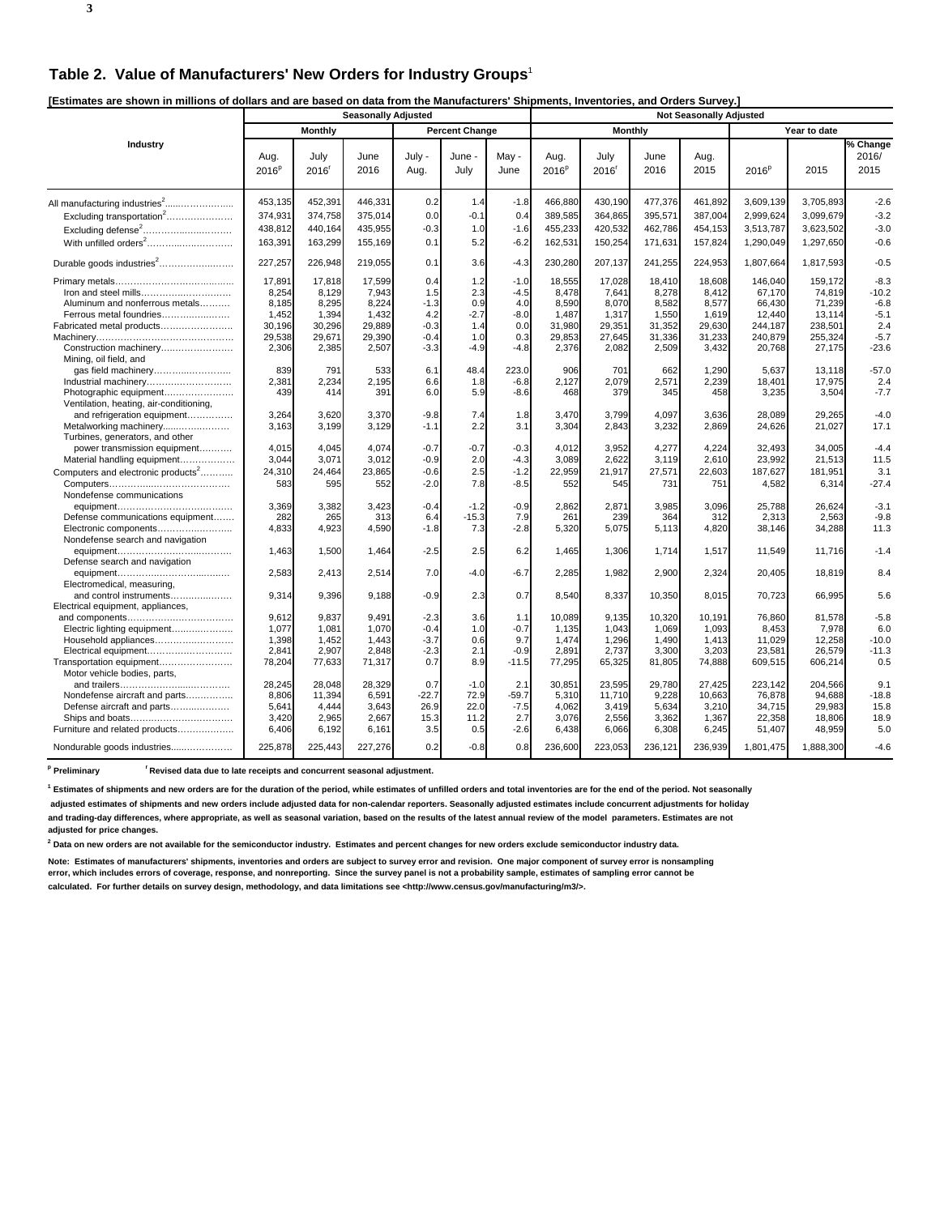## Table 2. Value of Manufacturers' New Orders for Industry Groups[1]

**[Estimates are shown in millions of dollars and are based on data from the Manufacturers' Shipments, Inventories, and Orders Survey.]**

| Industry | Seasonally Adjusted | | | | | | Not Seasonally Adjusted | | | | | | |
|---|---|---|---|---|---|---|---|---|---|---|---|---|---|
| | Monthly | | | Percent Change | | | Monthly | | | | Year to date | | |
| | Aug. 2016[p] | July 2016[r] | June 2016 | July - Aug. | June - July | May - June | Aug. 2016[p] | July 2016[r] | June 2016 | Aug. 2015 | 2016[p] | 2015 | % Change 2016/ 2015 |
| All manufacturing industries[2] | 453,135 | 452,391 | 446,331 | 0.2 | 1.4 | -1.8 | 466,880 | 430,190 | 477,376 | 461,892 | 3,609,139 | 3,705,893 | -2.6 |
| Excluding transportation[2] | 374,931 | 374,758 | 375,014 | 0.0 | -0.1 | 0.4 | 389,585 | 364,865 | 395,571 | 387,004 | 2,999,624 | 3,099,679 | -3.2 |
| Excluding defense[2] | 438,812 | 440,164 | 435,955 | -0.3 | 1.0 | -1.6 | 455,233 | 420,532 | 462,786 | 454,153 | 3,513,787 | 3,623,502 | -3.0 |
| With unfilled orders[2] | 163,391 | 163,299 | 155,169 | 0.1 | 5.2 | -6.2 | 162,531 | 150,254 | 171,631 | 157,824 | 1,290,049 | 1,297,650 | -0.6 |
| Durable goods industries[2] | 227,257 | 226,948 | 219,055 | 0.1 | 3.6 | -4.3 | 230,280 | 207,137 | 241,255 | 224,953 | 1,807,664 | 1,817,593 | -0.5 |
| Primary metals | 17,891 | 17,818 | 17,599 | 0.4 | 1.2 | -1.0 | 18,555 | 17,028 | 18,410 | 18,608 | 146,040 | 159,172 | -8.3 |
| Iron and steel mills | 8,254 | 8,129 | 7,943 | 1.5 | 2.3 | -4.5 | 8,478 | 7,641 | 8,278 | 8,412 | 67,170 | 74,819 | -10.2 |
| Aluminum and nonferrous metals | 8,185 | 8,295 | 8,224 | -1.3 | 0.9 | 4.0 | 8,590 | 8,070 | 8,582 | 8,577 | 66,430 | 71,239 | -6.8 |
| Ferrous metal foundries | 1,452 | 1,394 | 1,432 | 4.2 | -2.7 | -8.0 | 1,487 | 1,317 | 1,550 | 1,619 | 12,440 | 13,114 | -5.1 |
| Fabricated metal products | 30,196 | 30,296 | 29,889 | -0.3 | 1.4 | 0.0 | 31,980 | 29,351 | 31,352 | 29,630 | 244,187 | 238,501 | 2.4 |
| Machinery | 29,538 | 29,671 | 29,390 | -0.4 | 1.0 | 0.3 | 29,853 | 27,645 | 31,336 | 31,233 | 240,879 | 255,324 | -5.7 |
| Construction machinery | 2,306 | 2,385 | 2,507 | -3.3 | -4.9 | -4.8 | 2,376 | 2,082 | 2,509 | 3,432 | 20,768 | 27,175 | -23.6 |
| Mining, oil field, and gas field machinery | 839 | 791 | 533 | 6.1 | 48.4 | 223.0 | 906 | 701 | 662 | 1,290 | 5,637 | 13,118 | -57.0 |
| Industrial machinery | 2,381 | 2,234 | 2,195 | 6.6 | 1.8 | -6.8 | 2,127 | 2,079 | 2,571 | 2,239 | 18,401 | 17,975 | 2.4 |
| Photographic equipment | 439 | 414 | 391 | 6.0 | 5.9 | -8.6 | 468 | 379 | 345 | 458 | 3,235 | 3,504 | -7.7 |
| Ventilation, heating, air-conditioning, and refrigeration equipment | 3,264 | 3,620 | 3,370 | -9.8 | 7.4 | 1.8 | 3,470 | 3,799 | 4,097 | 3,636 | 28,089 | 29,265 | -4.0 |
| Metalworking machinery | 3,163 | 3,199 | 3,129 | -1.1 | 2.2 | 3.1 | 3,304 | 2,843 | 3,232 | 2,869 | 24,626 | 21,027 | 17.1 |
| Turbines, generators, and other power transmission equipment | 4,015 | 4,045 | 4,074 | -0.7 | -0.7 | -0.3 | 4,012 | 3,952 | 4,277 | 4,224 | 32,493 | 34,005 | -4.4 |
| Material handling equipment | 3,044 | 3,071 | 3,012 | -0.9 | 2.0 | -4.3 | 3,089 | 2,622 | 3,119 | 2,610 | 23,992 | 21,513 | 11.5 |
| Computers and electronic products[2] | 24,310 | 24,464 | 23,865 | -0.6 | 2.5 | -1.2 | 22,959 | 21,917 | 27,571 | 22,603 | 187,627 | 181,951 | 3.1 |
| Computers | 583 | 595 | 552 | -2.0 | 7.8 | -8.5 | 552 | 545 | 731 | 751 | 4,582 | 6,314 | -27.4 |
| Nondefense communications equipment | 3,369 | 3,382 | 3,423 | -0.4 | -1.2 | -0.9 | 2,862 | 2,871 | 3,985 | 3,096 | 25,788 | 26,624 | -3.1 |
| Defense communications equipment | 282 | 265 | 313 | 6.4 | -15.3 | 7.9 | 261 | 239 | 364 | 312 | 2,313 | 2,563 | -9.8 |
| Electronic components | 4,833 | 4,923 | 4,590 | -1.8 | 7.3 | -2.8 | 5,320 | 5,075 | 5,113 | 4,820 | 38,146 | 34,288 | 11.3 |
| Nondefense search and navigation equipment | 1,463 | 1,500 | 1,464 | -2.5 | 2.5 | 6.2 | 1,465 | 1,306 | 1,714 | 1,517 | 11,549 | 11,716 | -1.4 |
| Defense search and navigation equipment | 2,583 | 2,413 | 2,514 | 7.0 | -4.0 | -6.7 | 2,285 | 1,982 | 2,900 | 2,324 | 20,405 | 18,819 | 8.4 |
| Electromedical, measuring, and control instruments | 9,314 | 9,396 | 9,188 | -0.9 | 2.3 | 0.7 | 8,540 | 8,337 | 10,350 | 8,015 | 70,723 | 66,995 | 5.6 |
| Electrical equipment, appliances, and components | 9,612 | 9,837 | 9,491 | -2.3 | 3.6 | 1.1 | 10,089 | 9,135 | 10,320 | 10,191 | 76,860 | 81,578 | -5.8 |
| Electric lighting equipment | 1,077 | 1,081 | 1,070 | -0.4 | 1.0 | -0.7 | 1,135 | 1,043 | 1,069 | 1,093 | 8,453 | 7,978 | 6.0 |
| Household appliances | 1,398 | 1,452 | 1,443 | -3.7 | 0.6 | 9.7 | 1,474 | 1,296 | 1,490 | 1,413 | 11,029 | 12,258 | -10.0 |
| Electrical equipment | 2,841 | 2,907 | 2,848 | -2.3 | 2.1 | -0.9 | 2,891 | 2,737 | 3,300 | 3,203 | 23,581 | 26,579 | -11.3 |
| Transportation equipment | 78,204 | 77,633 | 71,317 | 0.7 | 8.9 | -11.5 | 77,295 | 65,325 | 81,805 | 74,888 | 609,515 | 606,214 | 0.5 |
| Motor vehicle bodies, parts, and trailers | 28,245 | 28,048 | 28,329 | 0.7 | -1.0 | 2.1 | 30,851 | 23,595 | 29,780 | 27,425 | 223,142 | 204,566 | 9.1 |
| Nondefense aircraft and parts | 8,806 | 11,394 | 6,591 | -22.7 | 72.9 | -59.7 | 5,310 | 11,710 | 9,228 | 10,663 | 76,878 | 94,688 | -18.8 |
| Defense aircraft and parts | 5,641 | 4,444 | 3,643 | 26.9 | 22.0 | -7.5 | 4,062 | 3,419 | 5,634 | 3,210 | 34,715 | 29,983 | 15.8 |
| Ships and boats | 3,420 | 2,965 | 2,667 | 15.3 | 11.2 | 2.7 | 3,076 | 2,556 | 3,362 | 1,367 | 22,358 | 18,806 | 18.9 |
| Furniture and related products | 6,406 | 6,192 | 6,161 | 3.5 | 0.5 | -2.6 | 6,438 | 6,066 | 6,308 | 6,245 | 51,407 | 48,959 | 5.0 |
| Nondurable goods industries | 225,878 | 225,443 | 227,276 | 0.2 | -0.8 | 0.8 | 236,600 | 223,053 | 236,121 | 236,939 | 1,801,475 | 1,888,300 | -4.6 |

[p] Preliminary [r] Revised data due to late receipts and concurrent seasonal adjustment.

[1] Estimates of shipments and new orders are for the duration of the period, while estimates of unfilled orders and total inventories are for the end of the period. Not seasonally adjusted estimates of shipments and new orders include adjusted data for non-calendar reporters. Seasonally adjusted estimates include concurrent adjustments for holiday and trading-day differences, where appropriate, as well as seasonal variation, based on the results of the latest annual review of the model parameters. Estimates are not adjusted for price changes.

[2] Data on new orders are not available for the semiconductor industry. Estimates and percent changes for new orders exclude semiconductor industry data.

Note: Estimates of manufacturers' shipments, inventories and orders are subject to survey error and revision. One major component of survey error is nonsampling error, which includes errors of coverage, response, and nonreporting. Since the survey panel is not a probability sample, estimates of sampling error cannot be calculated. For further details on survey design, methodology, and data limitations see <http://www.census.gov/manufacturing/m3/>.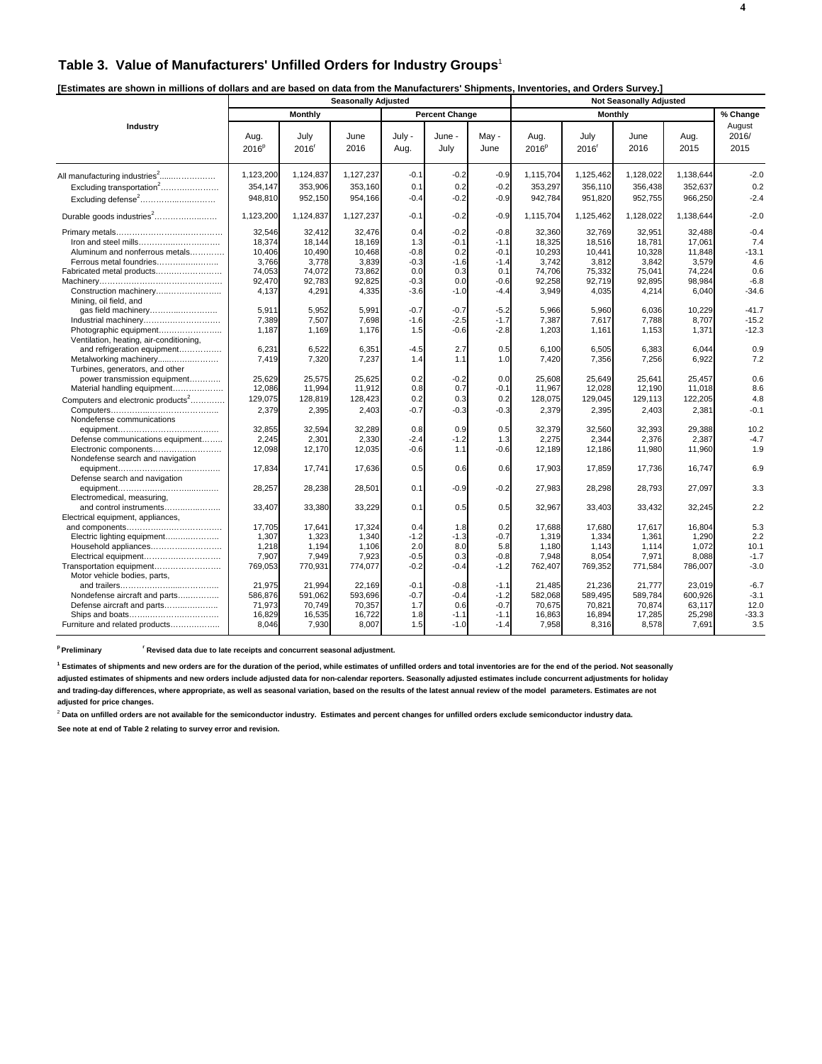## Table 3. Value of Manufacturers' Unfilled Orders for Industry Groups[1]

**[Estimates are shown in millions of dollars and are based on data from the Manufacturers' Shipments, Inventories, and Orders Survey.]**

| Industry | Seasonally Adjusted | | | | | | Not Seasonally Adjusted | | | | |
|---|---|---|---|---|---|---|---|---|---|---|---|
| | Monthly | | | Percent Change | | | Monthly | | | | % Change |
| | Aug. 2016[p] | July 2016[r] | June 2016 | July - Aug. | June - July | May - June | Aug. 2016[p] | July 2016[r] | June 2016 | Aug. 2015 | August 2016/ 2015 |
| All manufacturing industries[2] | 1,123,200 | 1,124,837 | 1,127,237 | -0.1 | -0.2 | -0.9 | 1,115,704 | 1,125,462 | 1,128,022 | 1,138,644 | -2.0 |
| Excluding transportation[2] | 354,147 | 353,906 | 353,160 | 0.1 | 0.2 | -0.2 | 353,297 | 356,110 | 356,438 | 352,637 | 0.2 |
| Excluding defense[2] | 948,810 | 952,150 | 954,166 | -0.4 | -0.2 | -0.9 | 942,784 | 951,820 | 952,755 | 966,250 | -2.4 |
| Durable goods industries[2] | 1,123,200 | 1,124,837 | 1,127,237 | -0.1 | -0.2 | -0.9 | 1,115,704 | 1,125,462 | 1,128,022 | 1,138,644 | -2.0 |
| Primary metals | 32,546 | 32,412 | 32,476 | 0.4 | -0.2 | -0.8 | 32,360 | 32,769 | 32,951 | 32,488 | -0.4 |
| Iron and steel mills | 18,374 | 18,144 | 18,169 | 1.3 | -0.1 | -1.1 | 18,325 | 18,516 | 18,781 | 17,061 | 7.4 |
| Aluminum and nonferrous metals | 10,406 | 10,490 | 10,468 | -0.8 | 0.2 | -0.1 | 10,293 | 10,441 | 10,328 | 11,848 | -13.1 |
| Ferrous metal foundries | 3,766 | 3,778 | 3,839 | -0.3 | -1.6 | -1.4 | 3,742 | 3,812 | 3,842 | 3,579 | 4.6 |
| Fabricated metal products | 74,053 | 74,072 | 73,862 | 0.0 | 0.3 | 0.1 | 74,706 | 75,332 | 75,041 | 74,224 | 0.6 |
| Machinery | 92,470 | 92,783 | 92,825 | -0.3 | 0.0 | -0.6 | 92,258 | 92,719 | 92,895 | 98,984 | -6.8 |
| Construction machinery | 4,137 | 4,291 | 4,335 | -3.6 | -1.0 | -4.4 | 3,949 | 4,035 | 4,214 | 6,040 | -34.6 |
| Mining, oil field, and gas field machinery | 5,911 | 5,952 | 5,991 | -0.7 | -0.7 | -5.2 | 5,966 | 5,960 | 6,036 | 10,229 | -41.7 |
| Industrial machinery | 7,389 | 7,507 | 7,698 | -1.6 | -2.5 | -1.7 | 7,387 | 7,617 | 7,788 | 8,707 | -15.2 |
| Photographic equipment | 1,187 | 1,169 | 1,176 | 1.5 | -0.6 | -2.8 | 1,203 | 1,161 | 1,153 | 1,371 | -12.3 |
| Ventilation, heating, air-conditioning, and refrigeration equipment | 6,231 | 6,522 | 6,351 | -4.5 | 2.7 | 0.5 | 6,100 | 6,505 | 6,383 | 6,044 | 0.9 |
| Metalworking machinery | 7,419 | 7,320 | 7,237 | 1.4 | 1.1 | 1.0 | 7,420 | 7,356 | 7,256 | 6,922 | 7.2 |
| Turbines, generators, and other power transmission equipment | 25,629 | 25,575 | 25,625 | 0.2 | -0.2 | 0.0 | 25,608 | 25,649 | 25,641 | 25,457 | 0.6 |
| Material handling equipment | 12,086 | 11,994 | 11,912 | 0.8 | 0.7 | -0.1 | 11,967 | 12,028 | 12,190 | 11,018 | 8.6 |
| Computers and electronic products[2] | 129,075 | 128,819 | 128,423 | 0.2 | 0.3 | 0.2 | 128,075 | 129,045 | 129,113 | 122,205 | 4.8 |
| Computers | 2,379 | 2,395 | 2,403 | -0.7 | -0.3 | -0.3 | 2,379 | 2,395 | 2,403 | 2,381 | -0.1 |
| Nondefense communications equipment | 32,855 | 32,594 | 32,289 | 0.8 | 0.9 | 0.5 | 32,379 | 32,560 | 32,393 | 29,388 | 10.2 |
| Defense communications equipment | 2,245 | 2,301 | 2,330 | -2.4 | -1.2 | 1.3 | 2,275 | 2,344 | 2,376 | 2,387 | -4.7 |
| Electronic components | 12,098 | 12,170 | 12,035 | -0.6 | 1.1 | -0.6 | 12,189 | 12,186 | 11,980 | 11,960 | 1.9 |
| Nondefense search and navigation equipment | 17,834 | 17,741 | 17,636 | 0.5 | 0.6 | 0.6 | 17,903 | 17,859 | 17,736 | 16,747 | 6.9 |
| Defense search and navigation equipment | 28,257 | 28,238 | 28,501 | 0.1 | -0.9 | -0.2 | 27,983 | 28,298 | 28,793 | 27,097 | 3.3 |
| Electromedical, measuring, and control instruments | 33,407 | 33,380 | 33,229 | 0.1 | 0.5 | 0.5 | 32,967 | 33,403 | 33,432 | 32,245 | 2.2 |
| Electrical equipment, appliances, and components | 17,705 | 17,641 | 17,324 | 0.4 | 1.8 | 0.2 | 17,688 | 17,680 | 17,617 | 16,804 | 5.3 |
| Electric lighting equipment | 1,307 | 1,323 | 1,340 | -1.2 | -1.3 | -0.7 | 1,319 | 1,334 | 1,361 | 1,290 | 2.2 |
| Household appliances | 1,218 | 1,194 | 1,106 | 2.0 | 8.0 | 5.8 | 1,180 | 1,143 | 1,114 | 1,072 | 10.1 |
| Electrical equipment | 7,907 | 7,949 | 7,923 | -0.5 | 0.3 | -0.8 | 7,948 | 8,054 | 7,971 | 8,088 | -1.7 |
| Transportation equipment | 769,053 | 770,931 | 774,077 | -0.2 | -0.4 | -1.2 | 762,407 | 769,352 | 771,584 | 786,007 | -3.0 |
| Motor vehicle bodies, parts, and trailers | 21,975 | 21,994 | 22,169 | -0.1 | -0.8 | -1.1 | 21,485 | 21,236 | 21,777 | 23,019 | -6.7 |
| Nondefense aircraft and parts | 586,876 | 591,062 | 593,696 | -0.7 | -0.4 | -1.2 | 582,068 | 589,495 | 589,784 | 600,926 | -3.1 |
| Defense aircraft and parts | 71,973 | 70,749 | 70,357 | 1.7 | 0.6 | -0.7 | 70,675 | 70,821 | 70,874 | 63,117 | 12.0 |
| Ships and boats | 16,829 | 16,535 | 16,722 | 1.8 | -1.1 | -1.1 | 16,863 | 16,894 | 17,285 | 25,298 | -33.3 |
| Furniture and related products | 8,046 | 7,930 | 8,007 | 1.5 | -1.0 | -1.4 | 7,958 | 8,316 | 8,578 | 7,691 | 3.5 |

**[p] Preliminary** **[r] Revised data due to late receipts and concurrent seasonal adjustment.**

**[1] Estimates of shipments and new orders are for the duration of the period, while estimates of unfilled orders and total inventories are for the end of the period. Not seasonally adjusted estimates of shipments and new orders include adjusted data for non-calendar reporters. Seasonally adjusted estimates include concurrent adjustments for holiday and trading-day differences, where appropriate, as well as seasonal variation, based on the results of the latest annual review of the model parameters. Estimates are not adjusted for price changes.**

**[2] Data on unfilled orders are not available for the semiconductor industry. Estimates and percent changes for unfilled orders exclude semiconductor industry data.**

**See note at end of Table 2 relating to survey error and revision.**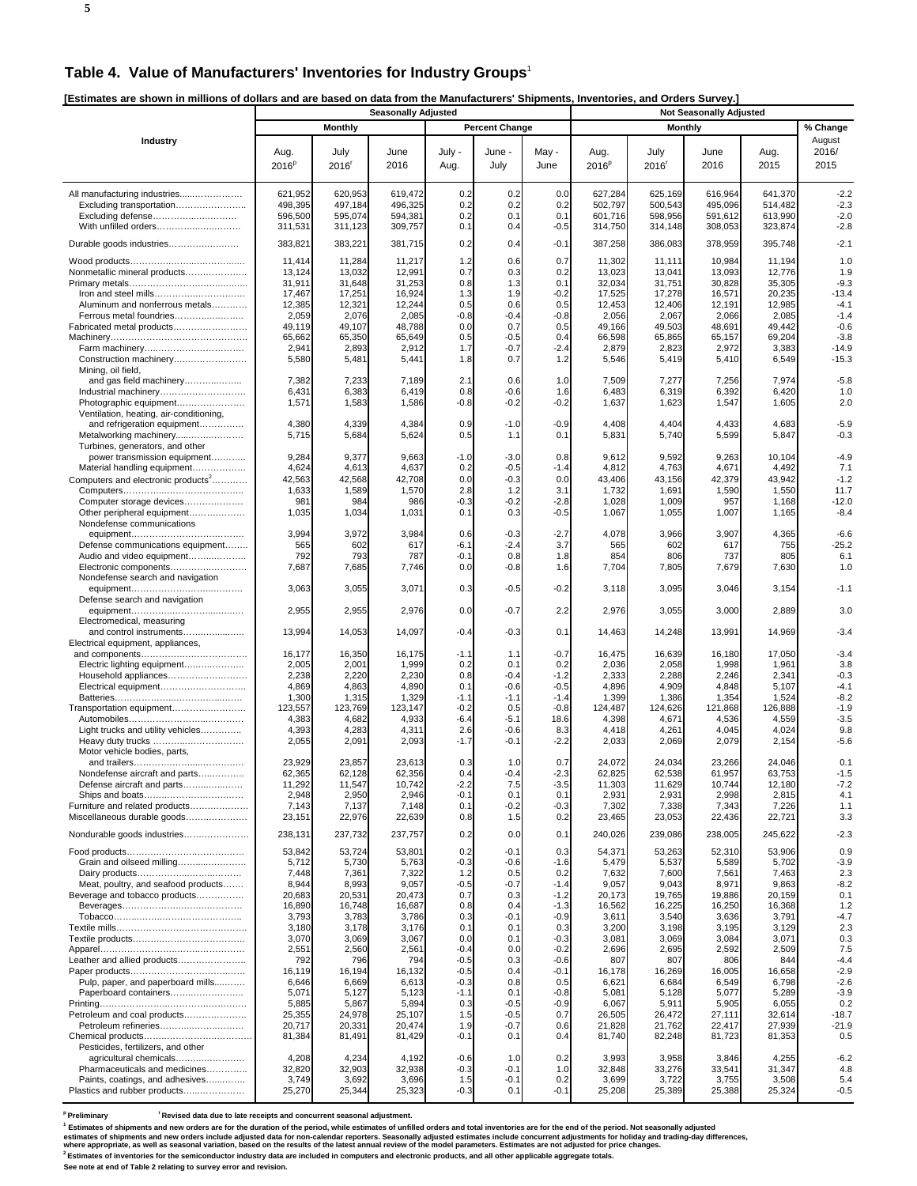## Table 4. Value of Manufacturers' Inventories for Industry Groups[1]

**[Estimates are shown in millions of dollars and are based on data from the Manufacturers' Shipments, Inventories, and Orders Survey.]**

| Industry | Seasonally Adjusted | | | | | | Not Seasonally Adjusted | | | | |
|---|---|---|---|---|---|---|---|---|---|---|---|
| | Monthly | | | Percent Change | | | Monthly | | | | % Change |
| | Aug. 2016[p] | July 2016[r] | June 2016 | July - Aug. | June - July | May - June | Aug. 2016[p] | July 2016[r] | June 2016 | Aug. 2015 | August 2016/ 2015 |
| All manufacturing industries | 621,952 | 620,953 | 619,472 | 0.2 | 0.2 | 0.0 | 627,284 | 625,169 | 616,964 | 641,370 | -2.2 |
| Excluding transportation | 498,395 | 497,184 | 496,325 | 0.2 | 0.2 | 0.2 | 502,797 | 500,543 | 495,096 | 514,482 | -2.3 |
| Excluding defense | 596,500 | 595,074 | 594,381 | 0.2 | 0.1 | 0.1 | 601,716 | 598,956 | 591,612 | 613,990 | -2.0 |
| With unfilled orders | 311,531 | 311,123 | 309,757 | 0.1 | 0.4 | -0.5 | 314,750 | 314,148 | 308,053 | 323,874 | -2.8 |
| Durable goods industries | 383,821 | 383,221 | 381,715 | 0.2 | 0.4 | -0.1 | 387,258 | 386,083 | 378,959 | 395,748 | -2.1 |
| Wood products | 11,414 | 11,284 | 11,217 | 1.2 | 0.6 | 0.7 | 11,302 | 11,111 | 10,984 | 11,194 | 1.0 |
| Nonmetallic mineral products | 13,124 | 13,032 | 12,991 | 0.7 | 0.3 | 0.2 | 13,023 | 13,041 | 13,093 | 12,776 | 1.9 |
| Primary metals | 31,911 | 31,648 | 31,253 | 0.8 | 1.3 | 0.1 | 32,034 | 31,751 | 30,828 | 35,305 | -9.3 |
| Iron and steel mills | 17,467 | 17,251 | 16,924 | 1.3 | 1.9 | -0.2 | 17,525 | 17,278 | 16,571 | 20,235 | -13.4 |
| Aluminum and nonferrous metals | 12,385 | 12,321 | 12,244 | 0.5 | 0.6 | 0.5 | 12,453 | 12,406 | 12,191 | 12,985 | -4.1 |
| Ferrous metal foundries | 2,059 | 2,076 | 2,085 | -0.8 | -0.4 | -0.8 | 2,056 | 2,067 | 2,066 | 2,085 | -1.4 |
| Fabricated metal products | 49,119 | 49,107 | 48,788 | 0.0 | 0.7 | 0.5 | 49,166 | 49,503 | 48,691 | 49,442 | -0.6 |
| Machinery | 65,662 | 65,350 | 65,649 | 0.5 | -0.5 | 0.4 | 66,598 | 65,865 | 65,157 | 69,204 | -3.8 |
| Farm machinery | 2,941 | 2,893 | 2,912 | 1.7 | -0.7 | -2.4 | 2,879 | 2,823 | 2,972 | 3,383 | -14.9 |
| Construction machinery | 5,580 | 5,481 | 5,441 | 1.8 | 0.7 | 1.2 | 5,546 | 5,419 | 5,410 | 6,549 | -15.3 |
| Mining, oil field, and gas field machinery | 7,382 | 7,233 | 7,189 | 2.1 | 0.6 | 1.0 | 7,509 | 7,277 | 7,256 | 7,974 | -5.8 |
| Industrial machinery | 6,431 | 6,383 | 6,419 | 0.8 | -0.6 | 1.6 | 6,483 | 6,319 | 6,392 | 6,420 | 1.0 |
| Photographic equipment | 1,571 | 1,583 | 1,586 | -0.8 | -0.2 | -0.2 | 1,637 | 1,623 | 1,547 | 1,605 | 2.0 |
| Ventilation, heating, air-conditioning, and refrigeration equipment | 4,380 | 4,339 | 4,384 | 0.9 | -1.0 | -0.9 | 4,408 | 4,404 | 4,433 | 4,683 | -5.9 |
| Metalworking machinery | 5,715 | 5,684 | 5,624 | 0.5 | 1.1 | 0.1 | 5,831 | 5,740 | 5,599 | 5,847 | -0.3 |
| Turbines, generators, and other power transmission equipment | 9,284 | 9,377 | 9,663 | -1.0 | -3.0 | 0.8 | 9,612 | 9,592 | 9,263 | 10,104 | -4.9 |
| Material handling equipment | 4,624 | 4,613 | 4,637 | 0.2 | -0.5 | -1.4 | 4,812 | 4,763 | 4,671 | 4,492 | 7.1 |
| Computers and electronic products[2] | 42,563 | 42,568 | 42,708 | 0.0 | -0.3 | 0.0 | 43,406 | 43,156 | 42,379 | 43,942 | -1.2 |
| Computers | 1,633 | 1,589 | 1,570 | 2.8 | 1.2 | 3.1 | 1,732 | 1,691 | 1,590 | 1,550 | 11.7 |
| Computer storage devices | 981 | 984 | 986 | -0.3 | -0.2 | -2.8 | 1,028 | 1,009 | 957 | 1,168 | -12.0 |
| Other peripheral equipment | 1,035 | 1,034 | 1,031 | 0.1 | 0.3 | -0.5 | 1,067 | 1,055 | 1,007 | 1,165 | -8.4 |
| Nondefense communications equipment | 3,994 | 3,972 | 3,984 | 0.6 | -0.3 | -2.7 | 4,078 | 3,966 | 3,907 | 4,365 | -6.6 |
| Defense communications equipment | 565 | 602 | 617 | -6.1 | -2.4 | 3.7 | 565 | 602 | 617 | 755 | -25.2 |
| Audio and video equipment | 792 | 793 | 787 | -0.1 | 0.8 | 1.8 | 854 | 806 | 737 | 805 | 6.1 |
| Electronic components | 7,687 | 7,685 | 7,746 | 0.0 | -0.8 | 1.6 | 7,704 | 7,805 | 7,679 | 7,630 | 1.0 |
| Nondefense search and navigation equipment | 3,063 | 3,055 | 3,071 | 0.3 | -0.5 | -0.2 | 3,118 | 3,095 | 3,046 | 3,154 | -1.1 |
| Defense search and navigation equipment | 2,955 | 2,955 | 2,976 | 0.0 | -0.7 | 2.2 | 2,976 | 3,055 | 3,000 | 2,889 | 3.0 |
| Electromedical, measuring and control instruments | 13,994 | 14,053 | 14,097 | -0.4 | -0.3 | 0.1 | 14,463 | 14,248 | 13,991 | 14,969 | -3.4 |
| Electrical equipment, appliances, and components | 16,177 | 16,350 | 16,175 | -1.1 | 1.1 | -0.7 | 16,475 | 16,639 | 16,180 | 17,050 | -3.4 |
| Electric lighting equipment | 2,005 | 2,001 | 1,999 | 0.2 | 0.1 | 0.2 | 2,036 | 2,058 | 1,998 | 1,961 | 3.8 |
| Household appliances | 2,238 | 2,220 | 2,230 | 0.8 | -0.4 | -1.2 | 2,333 | 2,288 | 2,246 | 2,341 | -0.3 |
| Electrical equipment | 4,869 | 4,863 | 4,890 | 0.1 | -0.6 | -0.5 | 4,896 | 4,909 | 4,848 | 5,107 | -4.1 |
| Batteries | 1,300 | 1,315 | 1,329 | -1.1 | -1.1 | -1.4 | 1,399 | 1,386 | 1,354 | 1,524 | -8.2 |
| Transportation equipment | 123,557 | 123,769 | 123,147 | -0.2 | 0.5 | -0.8 | 124,487 | 124,626 | 121,868 | 126,888 | -1.9 |
| Automobiles | 4,383 | 4,682 | 4,933 | -6.4 | -5.1 | 18.6 | 4,398 | 4,671 | 4,536 | 4,559 | -3.5 |
| Light trucks and utility vehicles | 4,393 | 4,283 | 4,311 | 2.6 | -0.6 | 8.3 | 4,418 | 4,261 | 4,045 | 4,024 | 9.8 |
| Heavy duty trucks | 2,055 | 2,091 | 2,093 | -1.7 | -0.1 | -2.2 | 2,033 | 2,069 | 2,079 | 2,154 | -5.6 |
| Motor vehicle bodies, parts, and trailers | 23,929 | 23,857 | 23,613 | 0.3 | 1.0 | 0.7 | 24,072 | 24,034 | 23,266 | 24,046 | 0.1 |
| Nondefense aircraft and parts | 62,365 | 62,128 | 62,356 | 0.4 | -0.4 | -2.3 | 62,825 | 62,538 | 61,957 | 63,753 | -1.5 |
| Defense aircraft and parts | 11,292 | 11,547 | 10,742 | -2.2 | 7.5 | -3.5 | 11,303 | 11,629 | 10,744 | 12,180 | -7.2 |
| Ships and boats | 2,948 | 2,950 | 2,946 | -0.1 | 0.1 | 0.1 | 2,931 | 2,931 | 2,998 | 2,815 | 4.1 |
| Furniture and related products | 7,143 | 7,137 | 7,148 | 0.1 | -0.2 | -0.3 | 7,302 | 7,338 | 7,343 | 7,226 | 1.1 |
| Miscellaneous durable goods | 23,151 | 22,976 | 22,639 | 0.8 | 1.5 | 0.2 | 23,465 | 23,053 | 22,436 | 22,721 | 3.3 |
| Nondurable goods industries | 238,131 | 237,732 | 237,757 | 0.2 | 0.0 | 0.1 | 240,026 | 239,086 | 238,005 | 245,622 | -2.3 |
| Food products | 53,842 | 53,724 | 53,801 | 0.2 | -0.1 | 0.3 | 54,371 | 53,263 | 52,310 | 53,906 | 0.9 |
| Grain and oilseed milling | 5,712 | 5,730 | 5,763 | -0.3 | -0.6 | -1.6 | 5,479 | 5,537 | 5,589 | 5,702 | -3.9 |
| Dairy products | 7,448 | 7,361 | 7,322 | 1.2 | 0.5 | 0.2 | 7,632 | 7,600 | 7,561 | 7,463 | 2.3 |
| Meat, poultry, and seafood products | 8,944 | 8,993 | 9,057 | -0.5 | -0.7 | -1.4 | 9,057 | 9,043 | 8,971 | 9,863 | -8.2 |
| Beverage and tobacco products | 20,683 | 20,531 | 20,473 | 0.7 | 0.3 | -1.2 | 20,173 | 19,765 | 19,886 | 20,159 | 0.1 |
| Beverages | 16,890 | 16,748 | 16,687 | 0.8 | 0.4 | -1.3 | 16,562 | 16,225 | 16,250 | 16,368 | 1.2 |
| Tobacco | 3,793 | 3,783 | 3,786 | 0.3 | -0.1 | -0.9 | 3,611 | 3,540 | 3,636 | 3,791 | -4.7 |
| Textile mills | 3,180 | 3,178 | 3,176 | 0.1 | 0.1 | 0.3 | 3,200 | 3,198 | 3,195 | 3,129 | 2.3 |
| Textile products | 3,070 | 3,069 | 3,067 | 0.0 | 0.1 | -0.3 | 3,081 | 3,069 | 3,084 | 3,071 | 0.3 |
| Apparel | 2,551 | 2,560 | 2,561 | -0.4 | 0.0 | -0.2 | 2,696 | 2,695 | 2,592 | 2,509 | 7.5 |
| Leather and allied products | 792 | 796 | 794 | -0.5 | 0.3 | -0.6 | 807 | 807 | 806 | 844 | -4.4 |
| Paper products | 16,119 | 16,194 | 16,132 | -0.5 | 0.4 | -0.1 | 16,178 | 16,269 | 16,005 | 16,658 | -2.9 |
| Pulp, paper, and paperboard mills | 6,646 | 6,669 | 6,613 | -0.3 | 0.8 | 0.5 | 6,621 | 6,684 | 6,549 | 6,798 | -2.6 |
| Paperboard containers | 5,071 | 5,127 | 5,123 | -1.1 | 0.1 | -0.8 | 5,081 | 5,128 | 5,077 | 5,289 | -3.9 |
| Printing | 5,885 | 5,867 | 5,894 | 0.3 | -0.5 | -0.9 | 6,067 | 5,911 | 5,905 | 6,055 | 0.2 |
| Petroleum and coal products | 25,355 | 24,978 | 25,107 | 1.5 | -0.5 | 0.7 | 26,505 | 26,472 | 27,111 | 32,614 | -18.7 |
| Petroleum refineries | 20,717 | 20,331 | 20,474 | 1.9 | -0.7 | 0.6 | 21,828 | 21,762 | 22,417 | 27,939 | -21.9 |
| Chemical products | 81,384 | 81,491 | 81,429 | -0.1 | 0.1 | 0.4 | 81,740 | 82,248 | 81,723 | 81,353 | 0.5 |
| Pesticides, fertilizers, and other agricultural chemicals | 4,208 | 4,234 | 4,192 | -0.6 | 1.0 | 0.2 | 3,993 | 3,958 | 3,846 | 4,255 | -6.2 |
| Pharmaceuticals and medicines | 32,820 | 32,903 | 32,938 | -0.3 | -0.1 | 1.0 | 32,848 | 33,276 | 33,541 | 31,347 | 4.8 |
| Paints, coatings, and adhesives | 3,749 | 3,692 | 3,696 | 1.5 | -0.1 | 0.2 | 3,699 | 3,722 | 3,755 | 3,508 | 5.4 |
| Plastics and rubber products | 25,270 | 25,344 | 25,323 | -0.3 | 0.1 | -0.1 | 25,208 | 25,389 | 25,388 | 25,324 | -0.5 |

[p] Preliminary [r] Revised data due to late receipts and concurrent seasonal adjustment.

[1] Estimates of shipments and new orders are for the duration of the period, while estimates of unfilled orders and total inventories are for the end of the period. Not seasonally adjusted estimates of shipments and new orders include adjusted data for non-calendar reporters. Seasonally adjusted estimates include concurrent adjustments for holiday and trading-day differences, where appropriate, as well as seasonal variation, based on the results of the latest annual review of the model parameters. Estimates are not adjusted for price changes.

[2] Estimates of inventories for the semiconductor industry data are included in computers and electronic products, and all other applicable aggregate totals.

See note at end of Table 2 relating to survey error and revision.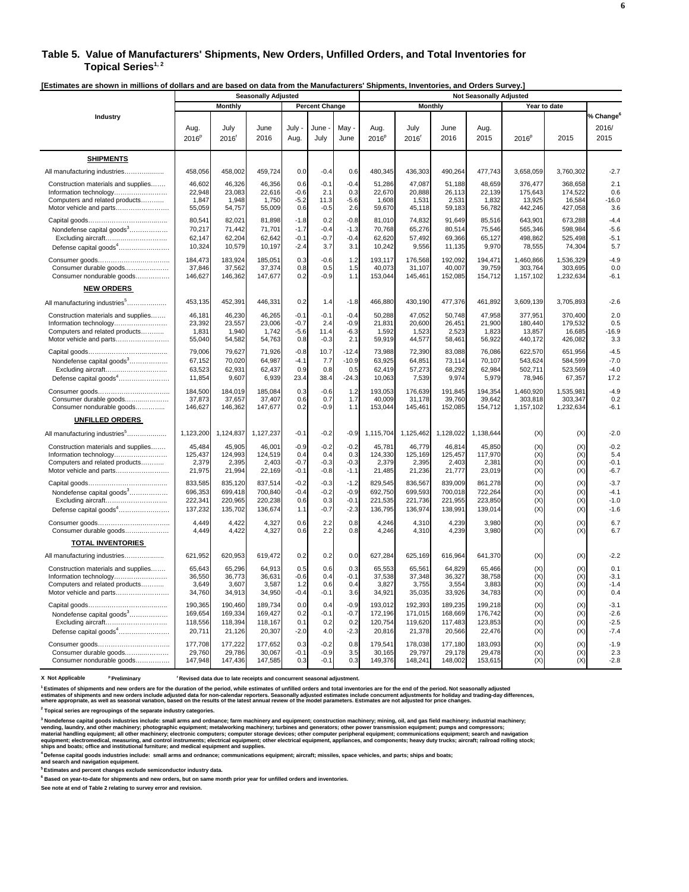## Table 5. Value of Manufacturers' Shipments, New Orders, Unfilled Orders, and Total Inventories for Topical Series[1, 2]

**[Estimates are shown in millions of dollars and are based on data from the Manufacturers' Shipments, Inventories, and Orders Survey.]**

| Industry | Seasonally Adjusted | | | | | | Not Seasonally Adjusted | | | | | | |
|---|---|---|---|---|---|---|---|---|---|---|---|---|---|
| | Monthly | | | Percent Change | | | Monthly | | | | Year to date | | |
| | Aug. 2016[p] | July 2016[r] | June 2016 | July - Aug. | June - July | May - June | Aug. 2016[p] | July 2016[r] | June 2016 | Aug. 2015 | 2016[p] | 2015 | % Change[6] 2016/2015 |
| **SHIPMENTS** | | | | | | | | | | | | | |
| All manufacturing industries | 458,056 | 458,002 | 459,724 | 0.0 | -0.4 | 0.6 | 480,345 | 436,303 | 490,264 | 477,743 | 3,658,059 | 3,760,302 | -2.7 |
| Construction materials and supplies | 46,602 | 46,326 | 46,356 | 0.6 | -0.1 | -0.4 | 51,286 | 47,087 | 51,188 | 48,659 | 376,477 | 368,658 | 2.1 |
| Information technology | 22,948 | 23,083 | 22,616 | -0.6 | 2.1 | 0.3 | 22,670 | 20,888 | 26,113 | 22,139 | 175,643 | 174,522 | 0.6 |
| Computers and related products | 1,847 | 1,948 | 1,750 | -5.2 | 11.3 | -5.6 | 1,608 | 1,531 | 2,531 | 1,832 | 13,925 | 16,584 | -16.0 |
| Motor vehicle and parts | 55,059 | 54,757 | 55,009 | 0.6 | -0.5 | 2.6 | 59,670 | 45,118 | 59,183 | 56,782 | 442,246 | 427,058 | 3.6 |
| Capital goods | 80,541 | 82,021 | 81,898 | -1.8 | 0.2 | -0.8 | 81,010 | 74,832 | 91,649 | 85,516 | 643,901 | 673,288 | -4.4 |
| Nondefense capital goods[3] | 70,217 | 71,442 | 71,701 | -1.7 | -0.4 | -1.3 | 70,768 | 65,276 | 80,514 | 75,546 | 565,346 | 598,984 | -5.6 |
| Excluding aircraft | 62,147 | 62,204 | 62,642 | -0.1 | -0.7 | -0.4 | 62,620 | 57,492 | 69,366 | 65,127 | 498,862 | 525,498 | -5.1 |
| Defense capital goods[4] | 10,324 | 10,579 | 10,197 | -2.4 | 3.7 | 3.1 | 10,242 | 9,556 | 11,135 | 9,970 | 78,555 | 74,304 | 5.7 |
| Consumer goods | 184,473 | 183,924 | 185,051 | 0.3 | -0.6 | 1.2 | 193,117 | 176,568 | 192,092 | 194,471 | 1,460,866 | 1,536,329 | -4.9 |
| Consumer durable goods | 37,846 | 37,562 | 37,374 | 0.8 | 0.5 | 1.5 | 40,073 | 31,107 | 40,007 | 39,759 | 303,764 | 303,695 | 0.0 |
| Consumer nondurable goods | 146,627 | 146,362 | 147,677 | 0.2 | -0.9 | 1.1 | 153,044 | 145,461 | 152,085 | 154,712 | 1,157,102 | 1,232,634 | -6.1 |
| **NEW ORDERS** | | | | | | | | | | | | | |
| All manufacturing industries[5] | 453,135 | 452,391 | 446,331 | 0.2 | 1.4 | -1.8 | 466,880 | 430,190 | 477,376 | 461,892 | 3,609,139 | 3,705,893 | -2.6 |
| Construction materials and supplies | 46,181 | 46,230 | 46,265 | -0.1 | -0.1 | -0.4 | 50,288 | 47,052 | 50,748 | 47,958 | 377,951 | 370,400 | 2.0 |
| Information technology | 23,392 | 23,557 | 23,006 | -0.7 | 2.4 | -0.9 | 21,831 | 20,600 | 26,451 | 21,900 | 180,440 | 179,532 | 0.5 |
| Computers and related products | 1,831 | 1,940 | 1,742 | -5.6 | 11.4 | -6.3 | 1,592 | 1,523 | 2,523 | 1,823 | 13,857 | 16,685 | -16.9 |
| Motor vehicle and parts | 55,040 | 54,582 | 54,763 | 0.8 | -0.3 | 2.1 | 59,919 | 44,577 | 58,461 | 56,922 | 440,172 | 426,082 | 3.3 |
| Capital goods | 79,006 | 79,627 | 71,926 | -0.8 | 10.7 | -12.4 | 73,988 | 72,390 | 83,088 | 76,086 | 622,570 | 651,956 | -4.5 |
| Nondefense capital goods[3] | 67,152 | 70,020 | 64,987 | -4.1 | 7.7 | -10.9 | 63,925 | 64,851 | 73,114 | 70,107 | 543,624 | 584,599 | -7.0 |
| Excluding aircraft | 63,523 | 62,931 | 62,437 | 0.9 | 0.8 | 0.5 | 62,419 | 57,273 | 68,292 | 62,984 | 502,711 | 523,569 | -4.0 |
| Defense capital goods[4] | 11,854 | 9,607 | 6,939 | 23.4 | 38.4 | -24.3 | 10,063 | 7,539 | 9,974 | 5,979 | 78,946 | 67,357 | 17.2 |
| Consumer goods | 184,500 | 184,019 | 185,084 | 0.3 | -0.6 | 1.2 | 193,053 | 176,639 | 191,845 | 194,354 | 1,460,920 | 1,535,981 | -4.9 |
| Consumer durable goods | 37,873 | 37,657 | 37,407 | 0.6 | 0.7 | 1.7 | 40,009 | 31,178 | 39,760 | 39,642 | 303,818 | 303,347 | 0.2 |
| Consumer nondurable goods | 146,627 | 146,362 | 147,677 | 0.2 | -0.9 | 1.1 | 153,044 | 145,461 | 152,085 | 154,712 | 1,157,102 | 1,232,634 | -6.1 |
| **UNFILLED ORDERS** | | | | | | | | | | | | | |
| All manufacturing industries[5] | 1,123,200 | 1,124,837 | 1,127,237 | -0.1 | -0.2 | -0.9 | 1,115,704 | 1,125,462 | 1,128,022 | 1,138,644 | (X) | (X) | -2.0 |
| Construction materials and supplies | 45,484 | 45,905 | 46,001 | -0.9 | -0.2 | -0.2 | 45,781 | 46,779 | 46,814 | 45,850 | (X) | (X) | -0.2 |
| Information technology | 125,437 | 124,993 | 124,519 | 0.4 | 0.4 | 0.3 | 124,330 | 125,169 | 125,457 | 117,970 | (X) | (X) | 5.4 |
| Computers and related products | 2,379 | 2,395 | 2,403 | -0.7 | -0.3 | -0.3 | 2,379 | 2,395 | 2,403 | 2,381 | (X) | (X) | -0.1 |
| Motor vehicle and parts | 21,975 | 21,994 | 22,169 | -0.1 | -0.8 | -1.1 | 21,485 | 21,236 | 21,777 | 23,019 | (X) | (X) | -6.7 |
| Capital goods | 833,585 | 835,120 | 837,514 | -0.2 | -0.3 | -1.2 | 829,545 | 836,567 | 839,009 | 861,278 | (X) | (X) | -3.7 |
| Nondefense capital goods[3] | 696,353 | 699,418 | 700,840 | -0.4 | -0.2 | -0.9 | 692,750 | 699,593 | 700,018 | 722,264 | (X) | (X) | -4.1 |
| Excluding aircraft | 222,341 | 220,965 | 220,238 | 0.6 | 0.3 | -0.1 | 221,535 | 221,736 | 221,955 | 223,850 | (X) | (X) | -1.0 |
| Defense capital goods[4] | 137,232 | 135,702 | 136,674 | 1.1 | -0.7 | -2.3 | 136,795 | 136,974 | 138,991 | 139,014 | (X) | (X) | -1.6 |
| Consumer goods | 4,449 | 4,422 | 4,327 | 0.6 | 2.2 | 0.8 | 4,246 | 4,310 | 4,239 | 3,980 | (X) | (X) | 6.7 |
| Consumer durable goods | 4,449 | 4,422 | 4,327 | 0.6 | 2.2 | 0.8 | 4,246 | 4,310 | 4,239 | 3,980 | (X) | (X) | 6.7 |
| **TOTAL INVENTORIES** | | | | | | | | | | | | | |
| All manufacturing industries | 621,952 | 620,953 | 619,472 | 0.2 | 0.2 | 0.0 | 627,284 | 625,169 | 616,964 | 641,370 | (X) | (X) | -2.2 |
| Construction materials and supplies | 65,643 | 65,296 | 64,913 | 0.5 | 0.6 | 0.3 | 65,553 | 65,561 | 64,829 | 65,466 | (X) | (X) | 0.1 |
| Information technology | 36,550 | 36,773 | 36,631 | -0.6 | 0.4 | -0.1 | 37,538 | 37,348 | 36,327 | 38,758 | (X) | (X) | -3.1 |
| Computers and related products | 3,649 | 3,607 | 3,587 | 1.2 | 0.6 | 0.4 | 3,827 | 3,755 | 3,554 | 3,883 | (X) | (X) | -1.4 |
| Motor vehicle and parts | 34,760 | 34,913 | 34,950 | -0.4 | -0.1 | 3.6 | 34,921 | 35,035 | 33,926 | 34,783 | (X) | (X) | 0.4 |
| Capital goods | 190,365 | 190,460 | 189,734 | 0.0 | 0.4 | -0.9 | 193,012 | 192,393 | 189,235 | 199,218 | (X) | (X) | -3.1 |
| Nondefense capital goods[3] | 169,654 | 169,334 | 169,427 | 0.2 | -0.1 | -0.7 | 172,196 | 171,015 | 168,669 | 176,742 | (X) | (X) | -2.6 |
| Excluding aircraft | 118,556 | 118,394 | 118,167 | 0.1 | 0.2 | 0.2 | 120,754 | 119,620 | 117,483 | 123,853 | (X) | (X) | -2.5 |
| Defense capital goods[4] | 20,711 | 21,126 | 20,307 | -2.0 | 4.0 | -2.3 | 20,816 | 21,378 | 20,566 | 22,476 | (X) | (X) | -7.4 |
| Consumer goods | 177,708 | 177,222 | 177,652 | 0.3 | -0.2 | 0.8 | 179,541 | 178,038 | 177,180 | 183,093 | (X) | (X) | -1.9 |
| Consumer durable goods | 29,760 | 29,786 | 30,067 | -0.1 | -0.9 | 3.5 | 30,165 | 29,797 | 29,178 | 29,478 | (X) | (X) | 2.3 |
| Consumer nondurable goods | 147,948 | 147,436 | 147,585 | 0.3 | -0.1 | 0.3 | 149,376 | 148,241 | 148,002 | 153,615 | (X) | (X) | -2.8 |

**X Not Applicable** **[p] Preliminary** **[r] Revised data due to late receipts and concurrent seasonal adjustment.**

**[1] Estimates of shipments and new orders are for the duration of the period, while estimates of unfilled orders and total inventories are for the end of the period. Not seasonally adjusted estimates of shipments and new orders include adjusted data for non-calendar reporters. Seasonally adjusted estimates include concurrent adjustments for holiday and trading-day differences, where appropriate, as well as seasonal variation, based on the results of the latest annual review of the model parameters. Estimates are not adjusted for price changes.**

**[2] Topical series are regroupings of the separate industry categories.**

**[3] Nondefense capital goods industries include: small arms and ordnance; farm machinery and equipment; construction machinery; mining, oil, and gas field machinery; industrial machinery; vending, laundry, and other machinery; photographic equipment; metalworking machinery; turbines and generators; other power transmission equipment; pumps and compressors; material handling equipment; all other machinery; electronic computers; computer storage devices; other computer peripheral equipment; communications equipment; search and navigation equipment; electromedical, measuring, and control instruments; electrical equipment; other electrical equipment, appliances, and components; heavy duty trucks; aircraft; railroad rolling stock; ships and boats; office and institutional furniture; and medical equipment and supplies.**

**[4] Defense capital goods industries include: small arms and ordnance; communications equipment; aircraft; missiles, space vehicles, and parts; ships and boats; and search and navigation equipment.**

**[5] Estimates and percent changes exclude semiconductor industry data.**

**[6] Based on year-to-date for shipments and new orders, but on same month prior year for unfilled orders and inventories.**

**See note at end of Table 2 relating to survey error and revision.**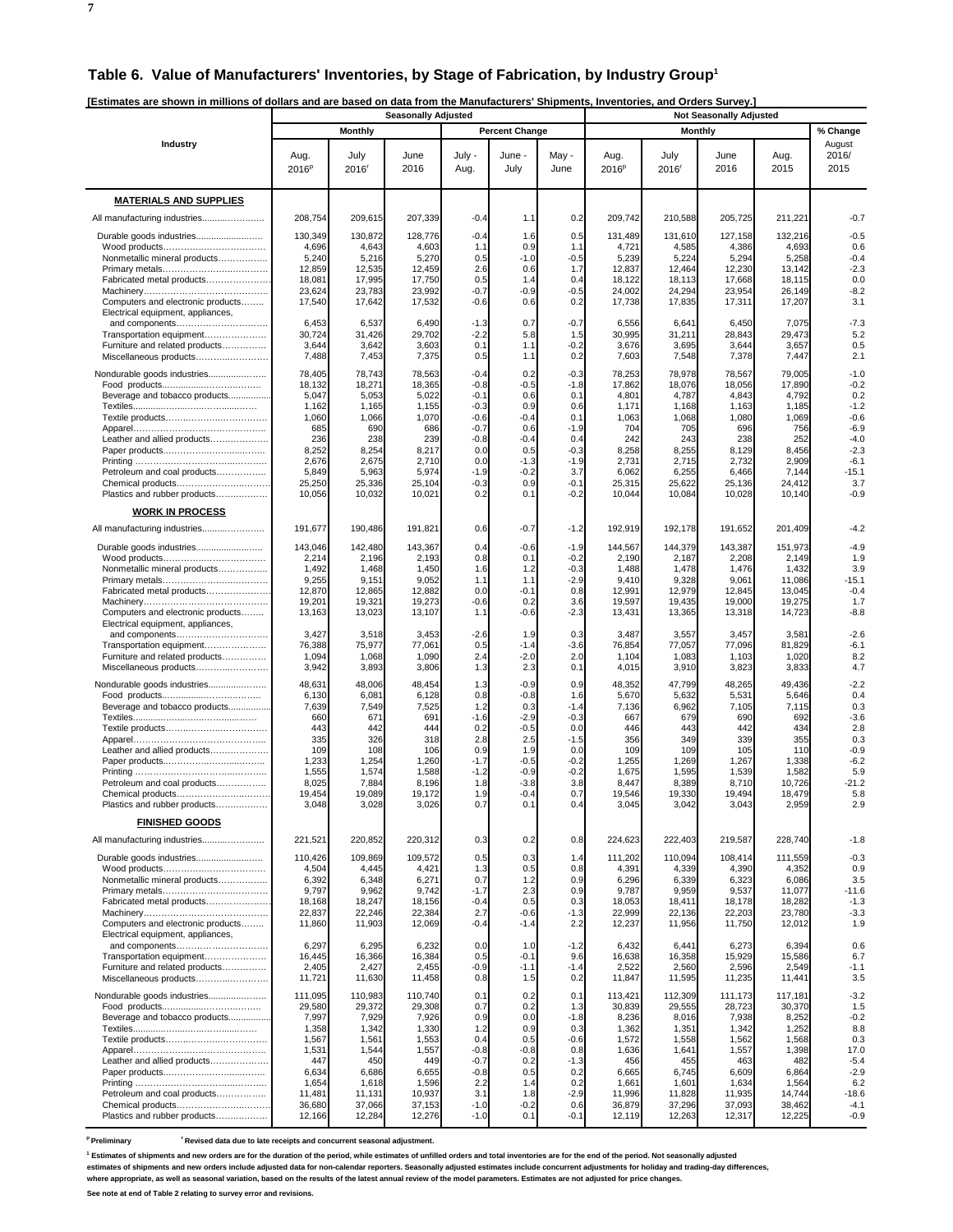## Table 6. Value of Manufacturers' Inventories, by Stage of Fabrication, by Industry Group[1]

[Estimates are shown in millions of dollars and are based on data from the Manufacturers' Shipments, Inventories, and Orders Survey.]

| Industry | Seasonally Adjusted | | | | | | Not Seasonally Adjusted | | | | |
|---|---|---|---|---|---|---|---|---|---|---|---|
| | Monthly | | | Percent Change | | | Monthly | | | | % Change |
| | Aug. 2016[p] | July 2016[r] | June 2016 | July - Aug. | June - July | May - June | Aug. 2016[p] | July 2016[r] | June 2016 | Aug. 2015 | August 2016/ 2015 |
| **MATERIALS AND SUPPLIES** | | | | | | | | | | | |
| All manufacturing industries | 208,754 | 209,615 | 207,339 | -0.4 | 1.1 | 0.2 | 209,742 | 210,588 | 205,725 | 211,221 | -0.7 |
| Durable goods industries | 130,349 | 130,872 | 128,776 | -0.4 | 1.6 | 0.5 | 131,489 | 131,610 | 127,158 | 132,216 | -0.5 |
| Wood products | 4,696 | 4,643 | 4,603 | 1.1 | 0.9 | 1.1 | 4,721 | 4,585 | 4,386 | 4,693 | 0.6 |
| Nonmetallic mineral products | 5,240 | 5,216 | 5,270 | 0.5 | -1.0 | -0.5 | 5,239 | 5,224 | 5,294 | 5,258 | -0.4 |
| Primary metals | 12,859 | 12,535 | 12,459 | 2.6 | 0.6 | 1.7 | 12,837 | 12,464 | 12,230 | 13,142 | -2.3 |
| Fabricated metal products | 18,081 | 17,995 | 17,750 | 0.5 | 1.4 | 0.4 | 18,122 | 18,113 | 17,668 | 18,115 | 0.0 |
| Machinery | 23,624 | 23,783 | 23,992 | -0.7 | -0.9 | -0.5 | 24,002 | 24,294 | 23,954 | 26,149 | -8.2 |
| Computers and electronic products | 17,540 | 17,642 | 17,532 | -0.6 | 0.6 | 0.2 | 17,738 | 17,835 | 17,311 | 17,207 | 3.1 |
| Electrical equipment, appliances, and components | 6,453 | 6,537 | 6,490 | -1.3 | 0.7 | -0.7 | 6,556 | 6,641 | 6,450 | 7,075 | -7.3 |
| Transportation equipment | 30,724 | 31,426 | 29,702 | -2.2 | 5.8 | 1.5 | 30,995 | 31,211 | 28,843 | 29,473 | 5.2 |
| Furniture and related products | 3,644 | 3,642 | 3,603 | 0.1 | 1.1 | -0.2 | 3,676 | 3,695 | 3,644 | 3,657 | 0.5 |
| Miscellaneous products | 7,488 | 7,453 | 7,375 | 0.5 | 1.1 | 0.2 | 7,603 | 7,548 | 7,378 | 7,447 | 2.1 |
| Nondurable goods industries | 78,405 | 78,743 | 78,563 | -0.4 | 0.2 | -0.3 | 78,253 | 78,978 | 78,567 | 79,005 | -1.0 |
| Food products | 18,132 | 18,271 | 18,365 | -0.8 | -0.5 | -1.8 | 17,862 | 18,076 | 18,056 | 17,890 | -0.2 |
| Beverage and tobacco products | 5,047 | 5,053 | 5,022 | -0.1 | 0.6 | 0.1 | 4,801 | 4,787 | 4,843 | 4,792 | 0.2 |
| Textiles | 1,162 | 1,165 | 1,155 | -0.3 | 0.9 | 0.6 | 1,171 | 1,168 | 1,163 | 1,185 | -1.2 |
| Textile products | 1,060 | 1,066 | 1,070 | -0.6 | -0.4 | 0.1 | 1,063 | 1,068 | 1,080 | 1,069 | -0.6 |
| Apparel | 685 | 690 | 686 | -0.7 | 0.6 | -1.9 | 704 | 705 | 696 | 756 | -6.9 |
| Leather and allied products | 236 | 238 | 239 | -0.8 | -0.4 | 0.4 | 242 | 243 | 238 | 252 | -4.0 |
| Paper products | 8,252 | 8,254 | 8,217 | 0.0 | 0.5 | -0.3 | 8,258 | 8,255 | 8,129 | 8,456 | -2.3 |
| Printing | 2,676 | 2,675 | 2,710 | 0.0 | -1.3 | -1.9 | 2,731 | 2,715 | 2,732 | 2,909 | -6.1 |
| Petroleum and coal products | 5,849 | 5,963 | 5,974 | -1.9 | -0.2 | 3.7 | 6,062 | 6,255 | 6,466 | 7,144 | -15.1 |
| Chemical products | 25,250 | 25,336 | 25,104 | -0.3 | 0.9 | -0.1 | 25,315 | 25,622 | 25,136 | 24,412 | 3.7 |
| Plastics and rubber products | 10,056 | 10,032 | 10,021 | 0.2 | 0.1 | -0.2 | 10,044 | 10,084 | 10,028 | 10,140 | -0.9 |
| **WORK IN PROCESS** | | | | | | | | | | | |
| All manufacturing industries | 191,677 | 190,486 | 191,821 | 0.6 | -0.7 | -1.2 | 192,919 | 192,178 | 191,652 | 201,409 | -4.2 |
| Durable goods industries | 143,046 | 142,480 | 143,367 | 0.4 | -0.6 | -1.9 | 144,567 | 144,379 | 143,387 | 151,973 | -4.9 |
| Wood products | 2,214 | 2,196 | 2,193 | 0.8 | 0.1 | -0.2 | 2,190 | 2,187 | 2,208 | 2,149 | 1.9 |
| Nonmetallic mineral products | 1,492 | 1,468 | 1,450 | 1.6 | 1.2 | -0.3 | 1,488 | 1,478 | 1,476 | 1,432 | 3.9 |
| Primary metals | 9,255 | 9,151 | 9,052 | 1.1 | 1.1 | -2.9 | 9,410 | 9,328 | 9,061 | 11,086 | -15.1 |
| Fabricated metal products | 12,870 | 12,865 | 12,882 | 0.0 | -0.1 | 0.8 | 12,991 | 12,979 | 12,845 | 13,045 | -0.4 |
| Machinery | 19,201 | 19,321 | 19,273 | -0.6 | 0.2 | 3.6 | 19,597 | 19,435 | 19,000 | 19,275 | 1.7 |
| Computers and electronic products | 13,163 | 13,023 | 13,107 | 1.1 | -0.6 | -2.3 | 13,431 | 13,365 | 13,318 | 14,723 | -8.8 |
| Electrical equipment, appliances, and components | 3,427 | 3,518 | 3,453 | -2.6 | 1.9 | 0.3 | 3,487 | 3,557 | 3,457 | 3,581 | -2.6 |
| Transportation equipment | 76,388 | 75,977 | 77,061 | 0.5 | -1.4 | -3.6 | 76,854 | 77,057 | 77,096 | 81,829 | -6.1 |
| Furniture and related products | 1,094 | 1,068 | 1,090 | 2.4 | -2.0 | 2.0 | 1,104 | 1,083 | 1,103 | 1,020 | 8.2 |
| Miscellaneous products | 3,942 | 3,893 | 3,806 | 1.3 | 2.3 | 0.1 | 4,015 | 3,910 | 3,823 | 3,833 | 4.7 |
| Nondurable goods industries | 48,631 | 48,006 | 48,454 | 1.3 | -0.9 | 0.9 | 48,352 | 47,799 | 48,265 | 49,436 | -2.2 |
| Food products | 6,130 | 6,081 | 6,128 | 0.8 | -0.8 | 1.6 | 5,670 | 5,632 | 5,531 | 5,646 | 0.4 |
| Beverage and tobacco products | 7,639 | 7,549 | 7,525 | 1.2 | 0.3 | -1.4 | 7,136 | 6,962 | 7,105 | 7,115 | 0.3 |
| Textiles | 660 | 671 | 691 | -1.6 | -2.9 | -0.3 | 667 | 679 | 690 | 692 | -3.6 |
| Textile products | 443 | 442 | 444 | 0.2 | -0.5 | 0.0 | 446 | 443 | 442 | 434 | 2.8 |
| Apparel | 335 | 326 | 318 | 2.8 | 2.5 | -1.5 | 356 | 349 | 339 | 355 | 0.3 |
| Leather and allied products | 109 | 108 | 106 | 0.9 | 1.9 | 0.0 | 109 | 109 | 105 | 110 | -0.9 |
| Paper products | 1,233 | 1,254 | 1,260 | -1.7 | -0.5 | -0.2 | 1,255 | 1,269 | 1,267 | 1,338 | -6.2 |
| Printing | 1,555 | 1,574 | 1,588 | -1.2 | -0.9 | -0.2 | 1,675 | 1,595 | 1,539 | 1,582 | 5.9 |
| Petroleum and coal products | 8,025 | 7,884 | 8,196 | 1.8 | -3.8 | 3.8 | 8,447 | 8,389 | 8,710 | 10,726 | -21.2 |
| Chemical products | 19,454 | 19,089 | 19,172 | 1.9 | -0.4 | 0.7 | 19,546 | 19,330 | 19,494 | 18,479 | 5.8 |
| Plastics and rubber products | 3,048 | 3,028 | 3,026 | 0.7 | 0.1 | 0.4 | 3,045 | 3,042 | 3,043 | 2,959 | 2.9 |
| **FINISHED GOODS** | | | | | | | | | | | |
| All manufacturing industries | 221,521 | 220,852 | 220,312 | 0.3 | 0.2 | 0.8 | 224,623 | 222,403 | 219,587 | 228,740 | -1.8 |
| Durable goods industries | 110,426 | 109,869 | 109,572 | 0.5 | 0.3 | 1.4 | 111,202 | 110,094 | 108,414 | 111,559 | -0.3 |
| Wood products | 4,504 | 4,445 | 4,421 | 1.3 | 0.5 | 0.8 | 4,391 | 4,339 | 4,390 | 4,352 | 0.9 |
| Nonmetallic mineral products | 6,392 | 6,348 | 6,271 | 0.7 | 1.2 | 0.9 | 6,296 | 6,339 | 6,323 | 6,086 | 3.5 |
| Primary metals | 9,797 | 9,962 | 9,742 | -1.7 | 2.3 | 0.9 | 9,787 | 9,959 | 9,537 | 11,077 | -11.6 |
| Fabricated metal products | 18,168 | 18,247 | 18,156 | -0.4 | 0.5 | 0.3 | 18,053 | 18,411 | 18,178 | 18,282 | -1.3 |
| Machinery | 22,837 | 22,246 | 22,384 | 2.7 | -0.6 | -1.3 | 22,999 | 22,136 | 22,203 | 23,780 | -3.3 |
| Computers and electronic products | 11,860 | 11,903 | 12,069 | -0.4 | -1.4 | 2.2 | 12,237 | 11,956 | 11,750 | 12,012 | 1.9 |
| Electrical equipment, appliances, and components | 6,297 | 6,295 | 6,232 | 0.0 | 1.0 | -1.2 | 6,432 | 6,441 | 6,273 | 6,394 | 0.6 |
| Transportation equipment | 16,445 | 16,366 | 16,384 | 0.5 | -0.1 | 9.6 | 16,638 | 16,358 | 15,929 | 15,586 | 6.7 |
| Furniture and related products | 2,405 | 2,427 | 2,455 | -0.9 | -1.1 | -1.4 | 2,522 | 2,560 | 2,596 | 2,549 | -1.1 |
| Miscellaneous products | 11,721 | 11,630 | 11,458 | 0.8 | 1.5 | 0.2 | 11,847 | 11,595 | 11,235 | 11,441 | 3.5 |
| Nondurable goods industries | 111,095 | 110,983 | 110,740 | 0.1 | 0.2 | 0.1 | 113,421 | 112,309 | 111,173 | 117,181 | -3.2 |
| Food products | 29,580 | 29,372 | 29,308 | 0.7 | 0.2 | 1.3 | 30,839 | 29,555 | 28,723 | 30,370 | 1.5 |
| Beverage and tobacco products | 7,997 | 7,929 | 7,926 | 0.9 | 0.0 | -1.8 | 8,236 | 8,016 | 7,938 | 8,252 | -0.2 |
| Textiles | 1,358 | 1,342 | 1,330 | 1.2 | 0.9 | 0.3 | 1,362 | 1,351 | 1,342 | 1,252 | 8.8 |
| Textile products | 1,567 | 1,561 | 1,553 | 0.4 | 0.5 | -0.6 | 1,572 | 1,558 | 1,562 | 1,568 | 0.3 |
| Apparel | 1,531 | 1,544 | 1,557 | -0.8 | -0.8 | 0.8 | 1,636 | 1,641 | 1,557 | 1,398 | 17.0 |
| Leather and allied products | 447 | 450 | 449 | -0.7 | 0.2 | -1.3 | 456 | 455 | 463 | 482 | -5.4 |
| Paper products | 6,634 | 6,686 | 6,655 | -0.8 | 0.5 | 0.2 | 6,665 | 6,745 | 6,609 | 6,864 | -2.9 |
| Printing | 1,654 | 1,618 | 1,596 | 2.2 | 1.4 | 0.2 | 1,661 | 1,601 | 1,634 | 1,564 | 6.2 |
| Petroleum and coal products | 11,481 | 11,131 | 10,937 | 3.1 | 1.8 | -2.9 | 11,996 | 11,828 | 11,935 | 14,744 | -18.6 |
| Chemical products | 36,680 | 37,066 | 37,153 | -1.0 | -0.2 | 0.6 | 36,879 | 37,296 | 37,093 | 38,462 | -4.1 |
| Plastics and rubber products | 12,166 | 12,284 | 12,276 | -1.0 | 0.1 | -0.1 | 12,119 | 12,263 | 12,317 | 12,225 | -0.9 |

[p] Preliminary [r] Revised data due to late receipts and concurrent seasonal adjustment.

[1] Estimates of shipments and new orders are for the duration of the period, while estimates of unfilled orders and total inventories are for the end of the period. Not seasonally adjusted estimates of shipments and new orders include adjusted data for non-calendar reporters. Seasonally adjusted estimates include concurrent adjustments for holiday and trading-day differences, where appropriate, as well as seasonal variation, based on the results of the latest annual review of the model parameters. Estimates are not adjusted for price changes.

See note at end of Table 2 relating to survey error and revisions.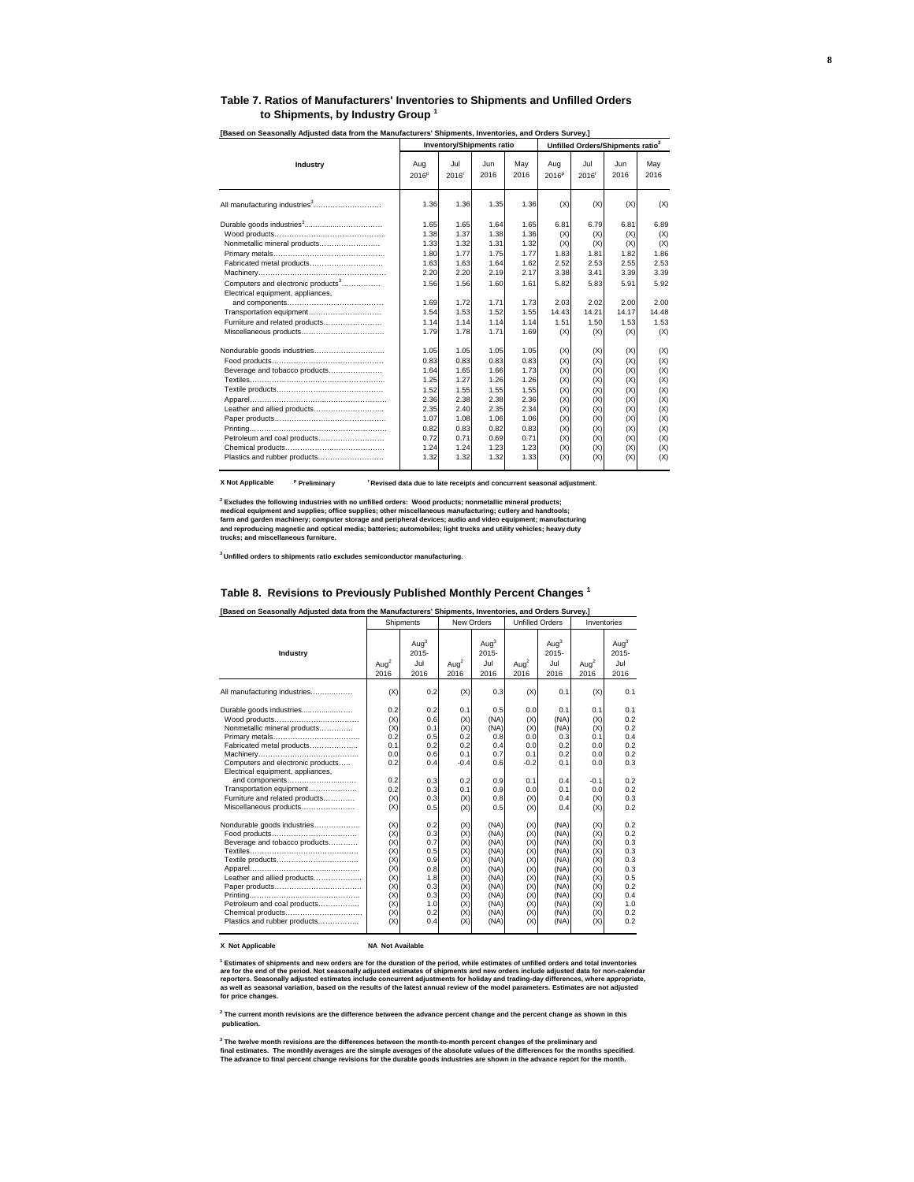## Table 7. Ratios of Manufacturers' Inventories to Shipments and Unfilled Orders to Shipments, by Industry Group [1]

[Based on Seasonally Adjusted data from the Manufacturers' Shipments, Inventories, and Orders Survey.]

| Industry | Inventory/Shipments ratio | | | | Unfilled Orders/Shipments ratio[2] | | | |
|---|---|---|---|---|---|---|---|---|
| | Aug 2016[p] | Jul 2016[r] | Jun 2016 | May 2016 | Aug 2016[p] | Jul 2016[r] | Jun 2016 | May 2016 |
| All manufacturing industries[3]…………………… | 1.36 | 1.36 | 1.35 | 1.36 | (X) | (X) | (X) | (X) |
| Durable goods industries[3]…………………… | 1.65 | 1.65 | 1.64 | 1.65 | 6.81 | 6.79 | 6.81 | 6.89 |
| Wood products…………………………… | 1.38 | 1.37 | 1.38 | 1.36 | (X) | (X) | (X) | (X) |
| Nonmetallic mineral products…………………… | 1.33 | 1.32 | 1.31 | 1.32 | (X) | (X) | (X) | (X) |
| Primary metals…………………………… | 1.80 | 1.77 | 1.75 | 1.77 | 1.83 | 1.81 | 1.82 | 1.86 |
| Fabricated metal products…………………… | 1.63 | 1.63 | 1.64 | 1.62 | 2.52 | 2.53 | 2.55 | 2.53 |
| Machinery…………………………… | 2.20 | 2.20 | 2.19 | 2.17 | 3.38 | 3.41 | 3.39 | 3.39 |
| Computers and electronic products[3]…………… | 1.56 | 1.56 | 1.60 | 1.61 | 5.82 | 5.83 | 5.91 | 5.92 |
| Electrical equipment, appliances, and components…………………… | 1.69 | 1.72 | 1.71 | 1.73 | 2.03 | 2.02 | 2.00 | 2.00 |
| Transportation equipment…………………… | 1.54 | 1.53 | 1.52 | 1.55 | 14.43 | 14.21 | 14.17 | 14.48 |
| Furniture and related products…………………… | 1.14 | 1.14 | 1.14 | 1.14 | 1.51 | 1.50 | 1.53 | 1.53 |
| Miscellaneous products…………………… | 1.79 | 1.78 | 1.71 | 1.69 | (X) | (X) | (X) | (X) |
| Nondurable goods industries…………………… | 1.05 | 1.05 | 1.05 | 1.05 | (X) | (X) | (X) | (X) |
| Food products…………………………… | 0.83 | 0.83 | 0.83 | 0.83 | (X) | (X) | (X) | (X) |
| Beverage and tobacco products…………………… | 1.64 | 1.65 | 1.66 | 1.73 | (X) | (X) | (X) | (X) |
| Textiles…………………………… | 1.25 | 1.27 | 1.26 | 1.26 | (X) | (X) | (X) | (X) |
| Textile products…………………………… | 1.52 | 1.55 | 1.55 | 1.55 | (X) | (X) | (X) | (X) |
| Apparel…………………………… | 2.36 | 2.38 | 2.38 | 2.36 | (X) | (X) | (X) | (X) |
| Leather and allied products…………………… | 2.35 | 2.40 | 2.35 | 2.34 | (X) | (X) | (X) | (X) |
| Paper products…………………………… | 1.07 | 1.08 | 1.06 | 1.06 | (X) | (X) | (X) | (X) |
| Printing…………………………… | 0.82 | 0.83 | 0.82 | 0.83 | (X) | (X) | (X) | (X) |
| Petroleum and coal products…………………… | 0.72 | 0.71 | 0.69 | 0.71 | (X) | (X) | (X) | (X) |
| Chemical products…………………………… | 1.24 | 1.24 | 1.23 | 1.23 | (X) | (X) | (X) | (X) |
| Plastics and rubber products…………………… | 1.32 | 1.32 | 1.32 | 1.33 | (X) | (X) | (X) | (X) |

X Not Applicable    p Preliminary    r Revised data due to late receipts and concurrent seasonal adjustment.

[2] Excludes the following industries with no unfilled orders: Wood products; nonmetallic mineral products; medical equipment and supplies; office supplies; other miscellaneous manufacturing; cutlery and handtools; farm and garden machinery; computer storage and peripheral devices; audio and video equipment; manufacturing and reproducing magnetic and optical media; batteries; automobiles; light trucks and utility vehicles; heavy duty trucks; and miscellaneous furniture.

[3] Unfilled orders to shipments ratio excludes semiconductor manufacturing.

## Table 8. Revisions to Previously Published Monthly Percent Changes [1]

[Based on Seasonally Adjusted data from the Manufacturers' Shipments, Inventories, and Orders Survey.]

| Industry | Shipments | | New Orders | | Unfilled Orders | | Inventories | |
|---|---|---|---|---|---|---|---|---|
| | Aug[2] 2016 | Aug[3] 2015-Jul 2016 | Aug[2] 2016 | Aug[3] 2015-Jul 2016 | Aug[2] 2016 | Aug[3] 2015-Jul 2016 | Aug[2] 2016 | Aug[3] 2015-Jul 2016 |
| All manufacturing industries……………… | (X) | 0.2 | (X) | 0.3 | (X) | 0.1 | (X) | 0.1 |
| Durable goods industries……………… | 0.2 | 0.2 | 0.1 | 0.5 | 0.0 | 0.1 | 0.1 | 0.1 |
| Wood products……………………… | (X) | 0.6 | (X) | (NA) | (X) | (NA) | (X) | 0.2 |
| Nonmetallic mineral products…………… | (X) | 0.1 | (X) | (NA) | (X) | (NA) | (X) | 0.2 |
| Primary metals……………………… | 0.2 | 0.5 | 0.2 | 0.8 | 0.0 | 0.3 | 0.1 | 0.4 |
| Fabricated metal products……………… | 0.1 | 0.2 | 0.2 | 0.4 | 0.0 | 0.2 | 0.0 | 0.2 |
| Machinery……………………… | 0.0 | 0.6 | 0.1 | 0.7 | 0.1 | 0.2 | 0.0 | 0.2 |
| Computers and electronic products…… | 0.2 | 0.4 | -0.4 | 0.6 | -0.2 | 0.1 | 0.0 | 0.3 |
| Electrical equipment, appliances, and components……………… | 0.2 | 0.3 | 0.2 | 0.9 | 0.1 | 0.4 | -0.1 | 0.2 |
| Transportation equipment……………… | 0.2 | 0.3 | 0.1 | 0.9 | 0.0 | 0.1 | 0.0 | 0.2 |
| Furniture and related products………… | (X) | 0.3 | (X) | 0.8 | (X) | 0.4 | (X) | 0.3 |
| Miscellaneous products……………… | (X) | 0.5 | (X) | 0.5 | (X) | 0.4 | (X) | 0.2 |
| Nondurable goods industries……………… | (X) | 0.2 | (X) | (NA) | (X) | (NA) | (X) | 0.2 |
| Food products……………………… | (X) | 0.3 | (X) | (NA) | (X) | (NA) | (X) | 0.2 |
| Beverage and tobacco products………… | (X) | 0.7 | (X) | (NA) | (X) | (NA) | (X) | 0.3 |
| Textiles……………………… | (X) | 0.5 | (X) | (NA) | (X) | (NA) | (X) | 0.3 |
| Textile products……………………… | (X) | 0.9 | (X) | (NA) | (X) | (NA) | (X) | 0.3 |
| Apparel……………………… | (X) | 0.8 | (X) | (NA) | (X) | (NA) | (X) | 0.3 |
| Leather and allied products……………… | (X) | 1.8 | (X) | (NA) | (X) | (NA) | (X) | 0.5 |
| Paper products……………………… | (X) | 0.3 | (X) | (NA) | (X) | (NA) | (X) | 0.2 |
| Printing……………………… | (X) | 0.3 | (X) | (NA) | (X) | (NA) | (X) | 0.4 |
| Petroleum and coal products…………… | (X) | 1.0 | (X) | (NA) | (X) | (NA) | (X) | 1.0 |
| Chemical products……………………… | (X) | 0.2 | (X) | (NA) | (X) | (NA) | (X) | 0.2 |
| Plastics and rubber products…………… | (X) | 0.4 | (X) | (NA) | (X) | (NA) | (X) | 0.2 |

X Not Applicable    NA Not Available

[1] Estimates of shipments and new orders are for the duration of the period, while estimates of unfilled orders and total inventories are for the end of the period. Not seasonally adjusted estimates of shipments and new orders include adjusted data for non-calendar reporters. Seasonally adjusted estimates include concurrent adjustments for holiday and trading-day differences, where appropriate, as well as seasonal variation, based on the results of the latest annual review of the model parameters. Estimates are not adjusted for price changes.

[2] The current month revisions are the difference between the advance percent change and the percent change as shown in this publication.

[3] The twelve month revisions are the differences between the month-to-month percent changes of the preliminary and final estimates. The monthly averages are the simple averages of the absolute values of the differences for the months specified. The advance to final percent change revisions for the durable goods industries are shown in the advance report for the month.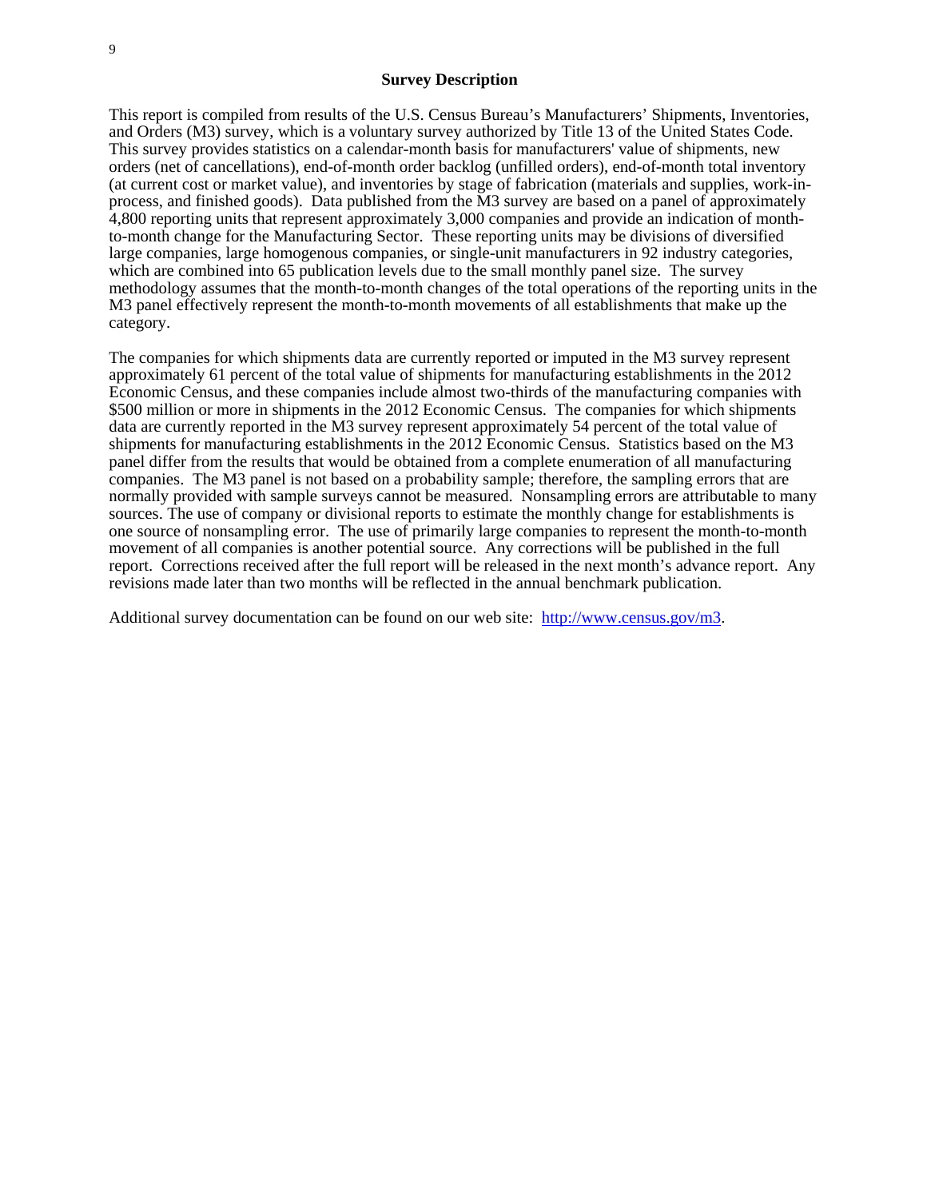## Survey Description

This report is compiled from results of the U.S. Census Bureau's Manufacturers' Shipments, Inventories, and Orders (M3) survey, which is a voluntary survey authorized by Title 13 of the United States Code. This survey provides statistics on a calendar-month basis for manufacturers' value of shipments, new orders (net of cancellations), end-of-month order backlog (unfilled orders), end-of-month total inventory (at current cost or market value), and inventories by stage of fabrication (materials and supplies, work-in-process, and finished goods). Data published from the M3 survey are based on a panel of approximately 4,800 reporting units that represent approximately 3,000 companies and provide an indication of month-to-month change for the Manufacturing Sector. These reporting units may be divisions of diversified large companies, large homogenous companies, or single-unit manufacturers in 92 industry categories, which are combined into 65 publication levels due to the small monthly panel size. The survey methodology assumes that the month-to-month changes of the total operations of the reporting units in the M3 panel effectively represent the month-to-month movements of all establishments that make up the category.

The companies for which shipments data are currently reported or imputed in the M3 survey represent approximately 61 percent of the total value of shipments for manufacturing establishments in the 2012 Economic Census, and these companies include almost two-thirds of the manufacturing companies with $500 million or more in shipments in the 2012 Economic Census. The companies for which shipments data are currently reported in the M3 survey represent approximately 54 percent of the total value of shipments for manufacturing establishments in the 2012 Economic Census. Statistics based on the M3 panel differ from the results that would be obtained from a complete enumeration of all manufacturing companies. The M3 panel is not based on a probability sample; therefore, the sampling errors that are normally provided with sample surveys cannot be measured. Nonsampling errors are attributable to many sources. The use of company or divisional reports to estimate the monthly change for establishments is one source of nonsampling error. The use of primarily large companies to represent the month-to-month movement of all companies is another potential source. Any corrections will be published in the full report. Corrections received after the full report will be released in the next month's advance report. Any revisions made later than two months will be reflected in the annual benchmark publication.

Additional survey documentation can be found on our web site: http://www.census.gov/m3.